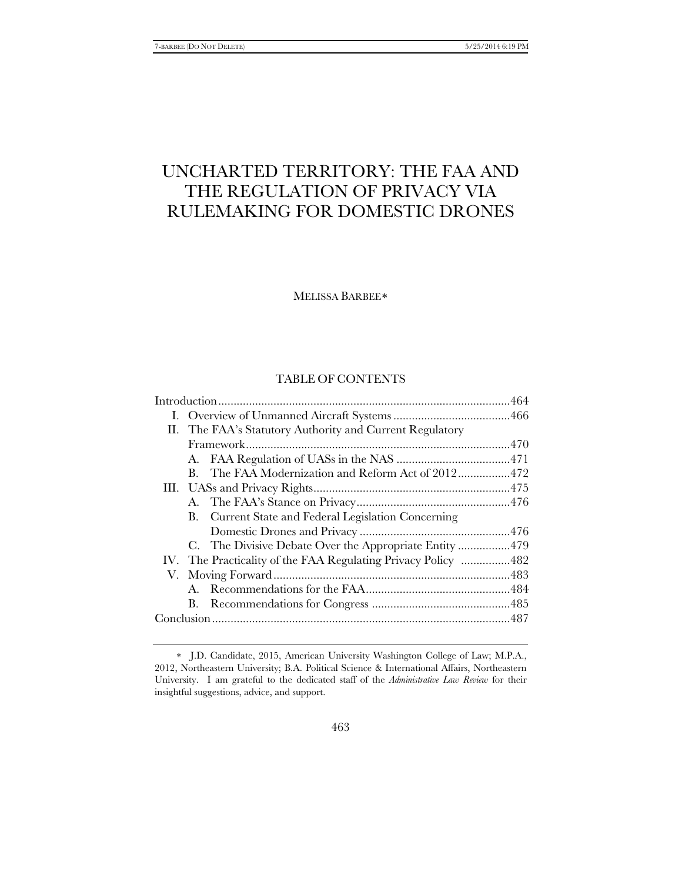# UNCHARTED TERRITORY: THE FAA AND THE REGULATION OF PRIVACY VIA RULEMAKING FOR DOMESTIC DRONES

MELISSA BARBEE*

## TABLE OF CONTENTS

Introduction .............................................................................................. 464
- I. Overview of Unmanned Aircraft Systems ...................................... 466
- II. The FAA's Statutory Authority and Current Regulatory Framework ...................................................................................... 470
  - A. FAA Regulation of UASs in the NAS ..................................... 471
  - B. The FAA Modernization and Reform Act of 2012 ................. 472
- III. UASs and Privacy Rights ................................................................ 475
  - A. The FAA's Stance on Privacy .................................................. 476
  - B. Current State and Federal Legislation Concerning Domestic Drones and Privacy ................................................. 476
  - C. The Divisive Debate Over the Appropriate Entity ................. 479
- IV. The Practicality of the FAA Regulating Privacy Policy ................ 482
- V. Moving Forward ............................................................................. 483
  - A. Recommendations for the FAA ............................................... 484
  - B. Recommendations for Congress ............................................. 485

Conclusion ................................................................................................ 487

---

* J.D. Candidate, 2015, American University Washington College of Law; M.P.A., 2012, Northeastern University; B.A. Political Science & International Affairs, Northeastern University. I am grateful to the dedicated staff of the *Administrative Law Review* for their insightful suggestions, advice, and support.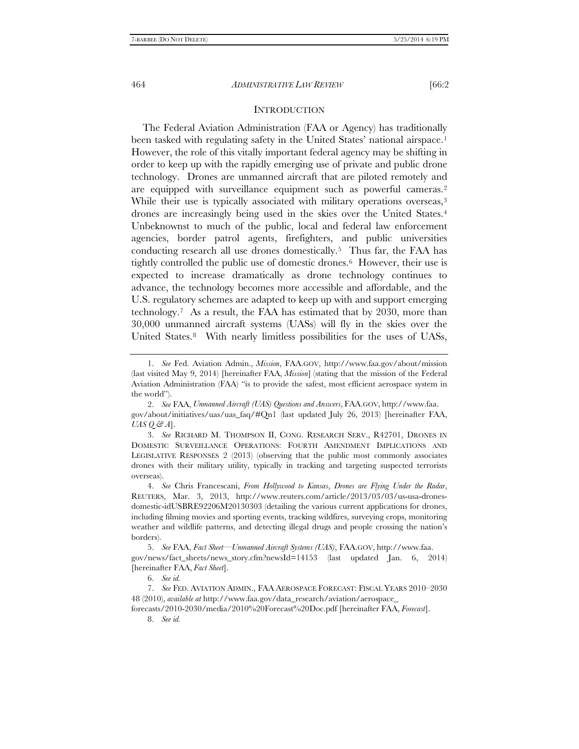## INTRODUCTION

The Federal Aviation Administration (FAA or Agency) has traditionally been tasked with regulating safety in the United States' national airspace.[1] However, the role of this vitally important federal agency may be shifting in order to keep up with the rapidly emerging use of private and public drone technology. Drones are unmanned aircraft that are piloted remotely and are equipped with surveillance equipment such as powerful cameras.[2] While their use is typically associated with military operations overseas,[3] drones are increasingly being used in the skies over the United States.[4] Unbeknownst to much of the public, local and federal law enforcement agencies, border patrol agents, firefighters, and public universities conducting research all use drones domestically.[5] Thus far, the FAA has tightly controlled the public use of domestic drones.[6] However, their use is expected to increase dramatically as drone technology continues to advance, the technology becomes more accessible and affordable, and the U.S. regulatory schemes are adapted to keep up with and support emerging technology.[7] As a result, the FAA has estimated that by 2030, more than 30,000 unmanned aircraft systems (UASs) will fly in the skies over the United States.[8] With nearly limitless possibilities for the uses of UASs,

---

1. *See* Fed. Aviation Admin., *Mission*, FAA.GOV, http://www.faa.gov/about/mission (last visited May 9, 2014) [hereinafter FAA, *Mission*] (stating that the mission of the Federal Aviation Administration (FAA) "is to provide the safest, most efficient aerospace system in the world").

2. *See* FAA, *Unmanned Aircraft (UAS) Questions and Answers*, FAA.GOV, http://www.faa.gov/about/initiatives/uas/uas_faq/#Qn1 (last updated July 26, 2013) [hereinafter FAA, *UAS Q & A*].

3. *See* RICHARD M. THOMPSON II, CONG. RESEARCH SERV., R42701, DRONES IN DOMESTIC SURVEILLANCE OPERATIONS: FOURTH AMENDMENT IMPLICATIONS AND LEGISLATIVE RESPONSES 2 (2013) (observing that the public most commonly associates drones with their military utility, typically in tracking and targeting suspected terrorists overseas).

4. *See* Chris Francescani, *From Hollywood to Kansas, Drones are Flying Under the Radar*, REUTERS, Mar. 3, 2013, http://www.reuters.com/article/2013/03/03/us-usa-drones-domestic-idUSBRE92206M20130303 (detailing the various current applications for drones, including filming movies and sporting events, tracking wildfires, surveying crops, monitoring weather and wildlife patterns, and detecting illegal drugs and people crossing the nation's borders).

5. *See* FAA, *Fact Sheet—Unmanned Aircraft Systems (UAS)*, FAA.GOV, http://www.faa.gov/news/fact_sheets/news_story.cfm?newsId=14153 (last updated Jan. 6, 2014) [hereinafter FAA, *Fact Sheet*].

6. *See id.*

7. *See* FED. AVIATION ADMIN., FAA AEROSPACE FORECAST: FISCAL YEARS 2010–2030 48 (2010), *available at* http://www.faa.gov/data_research/aviation/aerospace_forecasts/2010-2030/media/2010%20Forecast%20Doc.pdf [hereinafter FAA, *Forecast*].

8. *See id.*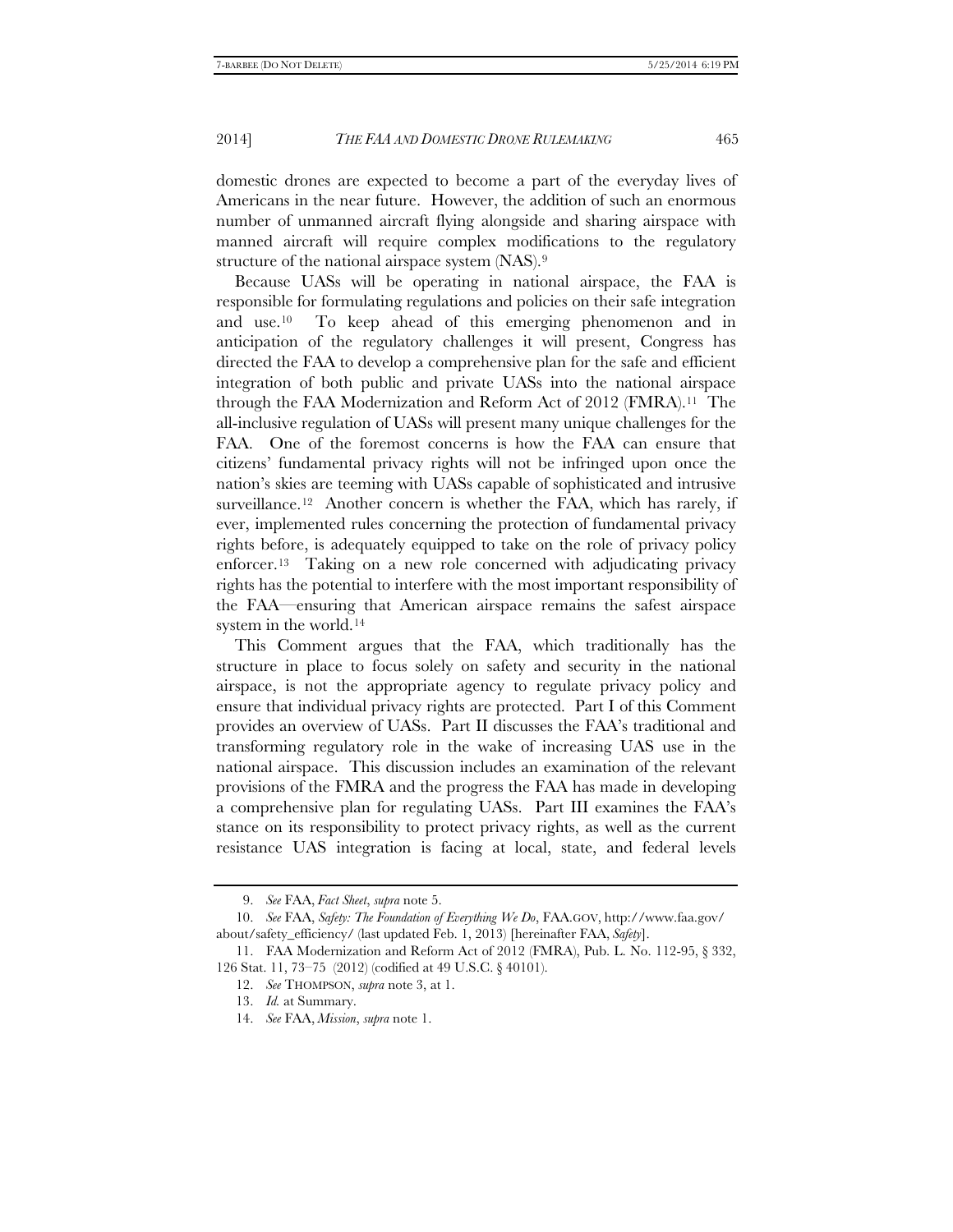domestic drones are expected to become a part of the everyday lives of Americans in the near future. However, the addition of such an enormous number of unmanned aircraft flying alongside and sharing airspace with manned aircraft will require complex modifications to the regulatory structure of the national airspace system (NAS).[9]

Because UASs will be operating in national airspace, the FAA is responsible for formulating regulations and policies on their safe integration and use.[10] To keep ahead of this emerging phenomenon and in anticipation of the regulatory challenges it will present, Congress has directed the FAA to develop a comprehensive plan for the safe and efficient integration of both public and private UASs into the national airspace through the FAA Modernization and Reform Act of 2012 (FMRA).[11] The all-inclusive regulation of UASs will present many unique challenges for the FAA. One of the foremost concerns is how the FAA can ensure that citizens' fundamental privacy rights will not be infringed upon once the nation's skies are teeming with UASs capable of sophisticated and intrusive surveillance.[12] Another concern is whether the FAA, which has rarely, if ever, implemented rules concerning the protection of fundamental privacy rights before, is adequately equipped to take on the role of privacy policy enforcer.[13] Taking on a new role concerned with adjudicating privacy rights has the potential to interfere with the most important responsibility of the FAA—ensuring that American airspace remains the safest airspace system in the world.[14]

This Comment argues that the FAA, which traditionally has the structure in place to focus solely on safety and security in the national airspace, is not the appropriate agency to regulate privacy policy and ensure that individual privacy rights are protected. Part I of this Comment provides an overview of UASs. Part II discusses the FAA's traditional and transforming regulatory role in the wake of increasing UAS use in the national airspace. This discussion includes an examination of the relevant provisions of the FMRA and the progress the FAA has made in developing a comprehensive plan for regulating UASs. Part III examines the FAA's stance on its responsibility to protect privacy rights, as well as the current resistance UAS integration is facing at local, state, and federal levels

9. *See* FAA, *Fact Sheet*, *supra* note 5.

10. *See* FAA, *Safety: The Foundation of Everything We Do*, FAA.GOV, http://www.faa.gov/about/safety_efficiency/ (last updated Feb. 1, 2013) [hereinafter FAA, *Safety*].

11. FAA Modernization and Reform Act of 2012 (FMRA), Pub. L. No. 112-95, § 332, 126 Stat. 11, 73–75 (2012) (codified at 49 U.S.C. § 40101).

12. *See* THOMPSON, *supra* note 3, at 1.

13. *Id.* at Summary.

14. *See* FAA, *Mission*, *supra* note 1.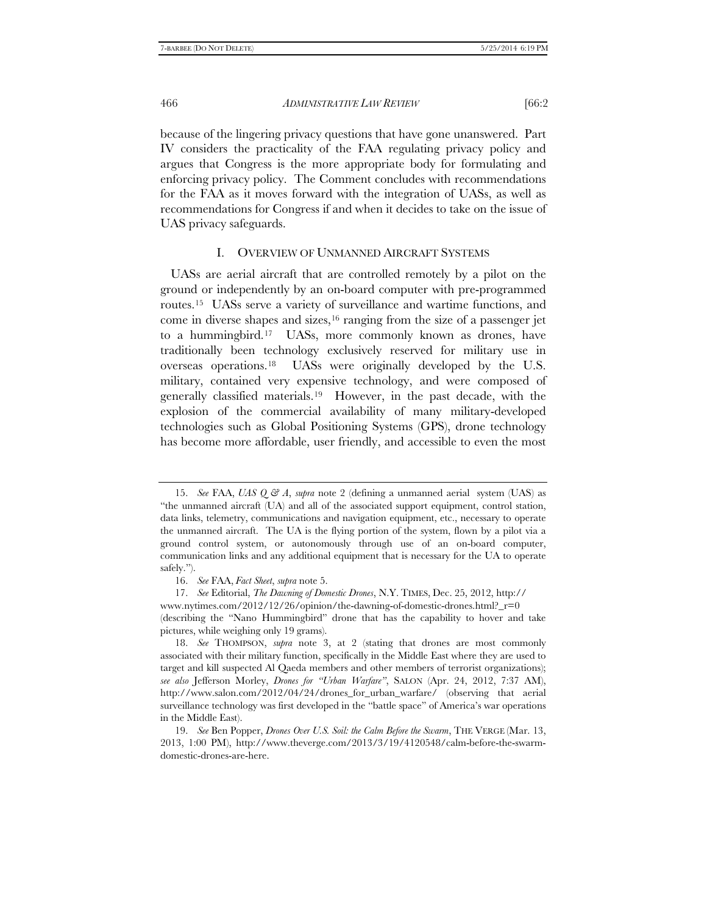because of the lingering privacy questions that have gone unanswered. Part IV considers the practicality of the FAA regulating privacy policy and argues that Congress is the more appropriate body for formulating and enforcing privacy policy. The Comment concludes with recommendations for the FAA as it moves forward with the integration of UASs, as well as recommendations for Congress if and when it decides to take on the issue of UAS privacy safeguards.

## I. OVERVIEW OF UNMANNED AIRCRAFT SYSTEMS

UASs are aerial aircraft that are controlled remotely by a pilot on the ground or independently by an on-board computer with pre-programmed routes.[15] UASs serve a variety of surveillance and wartime functions, and come in diverse shapes and sizes,[16] ranging from the size of a passenger jet to a hummingbird.[17] UASs, more commonly known as drones, have traditionally been technology exclusively reserved for military use in overseas operations.[18] UASs were originally developed by the U.S. military, contained very expensive technology, and were composed of generally classified materials.[19] However, in the past decade, with the explosion of the commercial availability of many military-developed technologies such as Global Positioning Systems (GPS), drone technology has become more affordable, user friendly, and accessible to even the most

---

15. *See* FAA, *UAS Q & A*, *supra* note 2 (defining a unmanned aerial system (UAS) as "the unmanned aircraft (UA) and all of the associated support equipment, control station, data links, telemetry, communications and navigation equipment, etc., necessary to operate the unmanned aircraft. The UA is the flying portion of the system, flown by a pilot via a ground control system, or autonomously through use of an on-board computer, communication links and any additional equipment that is necessary for the UA to operate safely.").

16. *See* FAA, *Fact Sheet*, *supra* note 5.

17. *See* Editorial, *The Dawning of Domestic Drones*, N.Y. TIMES, Dec. 25, 2012, http://www.nytimes.com/2012/12/26/opinion/the-dawning-of-domestic-drones.html?_r=0 (describing the "Nano Hummingbird" drone that has the capability to hover and take pictures, while weighing only 19 grams).

18. *See* THOMPSON, *supra* note 3, at 2 (stating that drones are most commonly associated with their military function, specifically in the Middle East where they are used to target and kill suspected Al Qaeda members and other members of terrorist organizations); *see also* Jefferson Morley, *Drones for "Urban Warfare"*, SALON (Apr. 24, 2012, 7:37 AM), http://www.salon.com/2012/04/24/drones_for_urban_warfare/ (observing that aerial surveillance technology was first developed in the "battle space" of America's war operations in the Middle East).

19. *See* Ben Popper, *Drones Over U.S. Soil: the Calm Before the Swarm*, THE VERGE (Mar. 13, 2013, 1:00 PM), http://www.theverge.com/2013/3/19/4120548/calm-before-the-swarm-domestic-drones-are-here.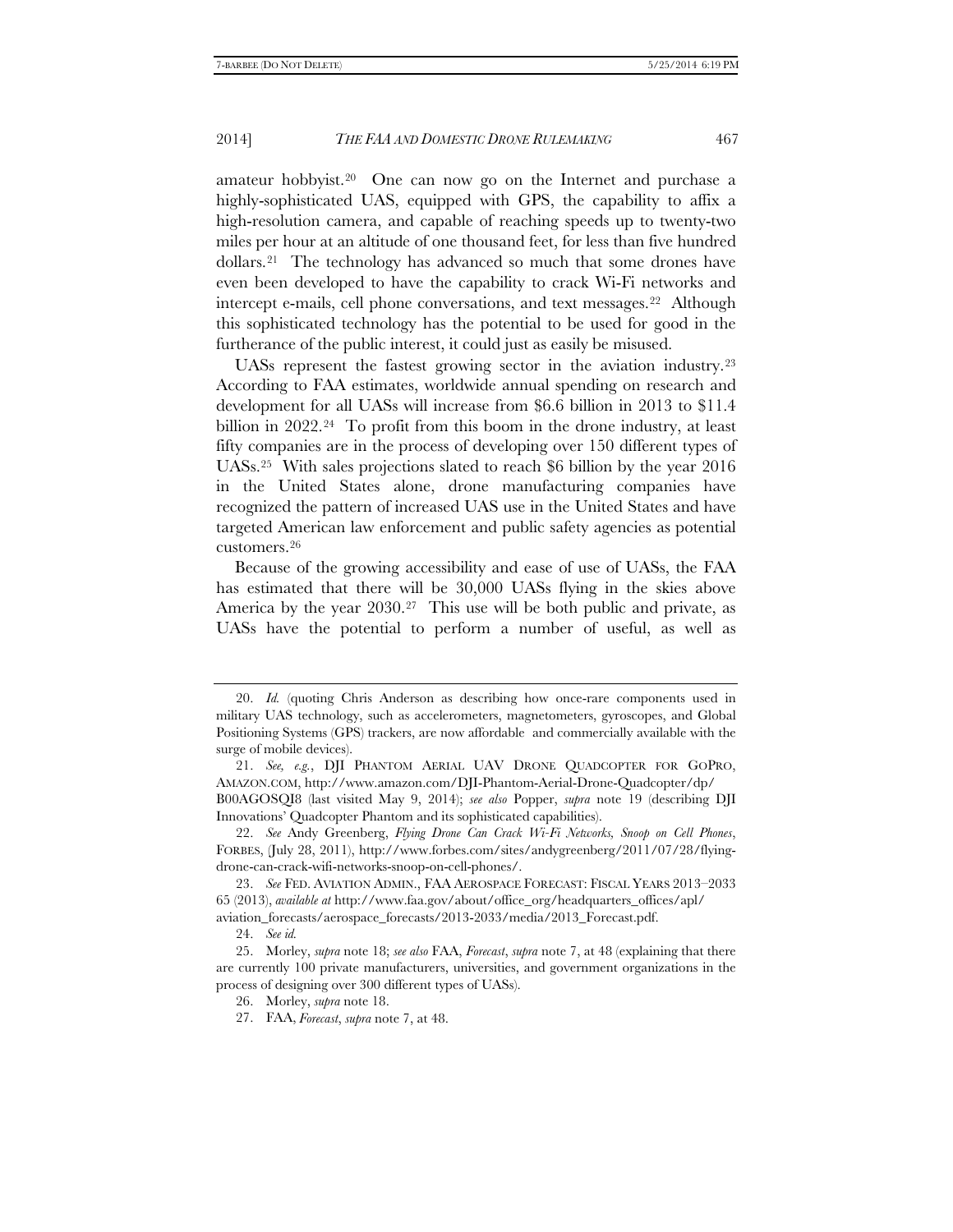amateur hobbyist.[20] One can now go on the Internet and purchase a highly-sophisticated UAS, equipped with GPS, the capability to affix a high-resolution camera, and capable of reaching speeds up to twenty-two miles per hour at an altitude of one thousand feet, for less than five hundred dollars.[21] The technology has advanced so much that some drones have even been developed to have the capability to crack Wi-Fi networks and intercept e-mails, cell phone conversations, and text messages.[22] Although this sophisticated technology has the potential to be used for good in the furtherance of the public interest, it could just as easily be misused.

UASs represent the fastest growing sector in the aviation industry.[23] According to FAA estimates, worldwide annual spending on research and development for all UASs will increase from $6.6 billion in 2013 to $11.4 billion in 2022.[24] To profit from this boom in the drone industry, at least fifty companies are in the process of developing over 150 different types of UASs.[25] With sales projections slated to reach $6 billion by the year 2016 in the United States alone, drone manufacturing companies have recognized the pattern of increased UAS use in the United States and have targeted American law enforcement and public safety agencies as potential customers.[26]

Because of the growing accessibility and ease of use of UASs, the FAA has estimated that there will be 30,000 UASs flying in the skies above America by the year 2030.[27] This use will be both public and private, as UASs have the potential to perform a number of useful, as well as

---

20. *Id.* (quoting Chris Anderson as describing how once-rare components used in military UAS technology, such as accelerometers, magnetometers, gyroscopes, and Global Positioning Systems (GPS) trackers, are now affordable and commercially available with the surge of mobile devices).

21. *See, e.g.*, DJI PHANTOM AERIAL UAV DRONE QUADCOPTER FOR GOPRO, AMAZON.COM, http://www.amazon.com/DJI-Phantom-Aerial-Drone-Quadcopter/dp/B00AGOSQI8 (last visited May 9, 2014); *see also* Popper, *supra* note 19 (describing DJI Innovations' Quadcopter Phantom and its sophisticated capabilities).

22. *See* Andy Greenberg, *Flying Drone Can Crack Wi-Fi Networks, Snoop on Cell Phones*, FORBES, (July 28, 2011), http://www.forbes.com/sites/andygreenberg/2011/07/28/flying-drone-can-crack-wifi-networks-snoop-on-cell-phones/.

23. *See* FED. AVIATION ADMIN., FAA AEROSPACE FORECAST: FISCAL YEARS 2013–2033 65 (2013), *available at* http://www.faa.gov/about/office_org/headquarters_offices/apl/aviation_forecasts/aerospace_forecasts/2013-2033/media/2013_Forecast.pdf.

24. *See id.*

25. Morley, *supra* note 18; *see also* FAA, *Forecast*, *supra* note 7, at 48 (explaining that there are currently 100 private manufacturers, universities, and government organizations in the process of designing over 300 different types of UASs).

26. Morley, *supra* note 18.

27. FAA, *Forecast*, *supra* note 7, at 48.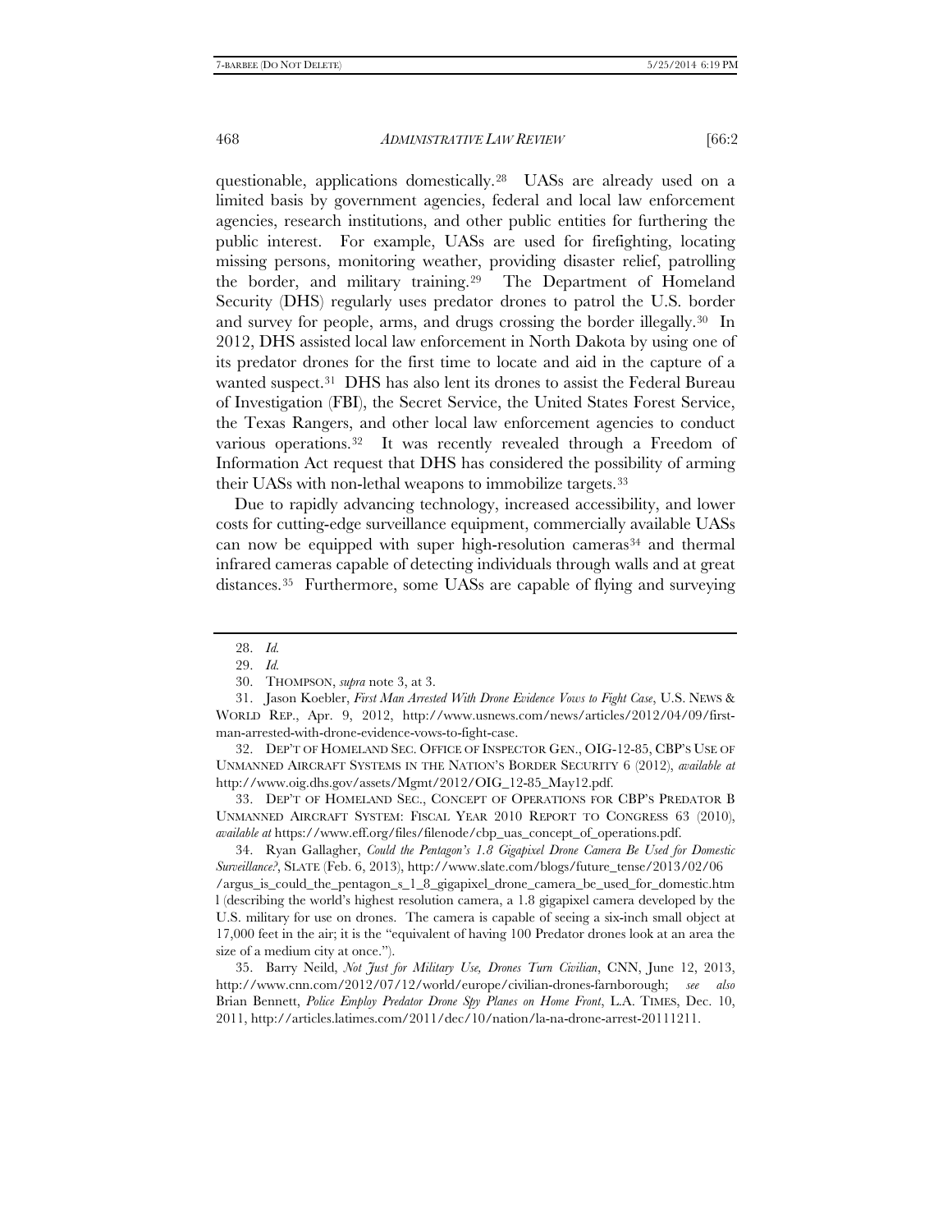questionable, applications domestically.[28] UASs are already used on a limited basis by government agencies, federal and local law enforcement agencies, research institutions, and other public entities for furthering the public interest. For example, UASs are used for firefighting, locating missing persons, monitoring weather, providing disaster relief, patrolling the border, and military training.[29] The Department of Homeland Security (DHS) regularly uses predator drones to patrol the U.S. border and survey for people, arms, and drugs crossing the border illegally.[30] In 2012, DHS assisted local law enforcement in North Dakota by using one of its predator drones for the first time to locate and aid in the capture of a wanted suspect.[31] DHS has also lent its drones to assist the Federal Bureau of Investigation (FBI), the Secret Service, the United States Forest Service, the Texas Rangers, and other local law enforcement agencies to conduct various operations.[32] It was recently revealed through a Freedom of Information Act request that DHS has considered the possibility of arming their UASs with non-lethal weapons to immobilize targets.[33]

Due to rapidly advancing technology, increased accessibility, and lower costs for cutting-edge surveillance equipment, commercially available UASs can now be equipped with super high-resolution cameras[34] and thermal infrared cameras capable of detecting individuals through walls and at great distances.[35] Furthermore, some UASs are capable of flying and surveying

---

28. *Id.*

29. *Id.*

30. THOMPSON, *supra* note 3, at 3.

31. Jason Koebler, *First Man Arrested With Drone Evidence Vows to Fight Case*, U.S. NEWS & WORLD REP., Apr. 9, 2012, http://www.usnews.com/news/articles/2012/04/09/first-man-arrested-with-drone-evidence-vows-to-fight-case.

32. DEP'T OF HOMELAND SEC. OFFICE OF INSPECTOR GEN., OIG-12-85, CBP'S USE OF UNMANNED AIRCRAFT SYSTEMS IN THE NATION'S BORDER SECURITY 6 (2012), *available at* http://www.oig.dhs.gov/assets/Mgmt/2012/OIG_12-85_May12.pdf.

33. DEP'T OF HOMELAND SEC., CONCEPT OF OPERATIONS FOR CBP'S PREDATOR B UNMANNED AIRCRAFT SYSTEM: FISCAL YEAR 2010 REPORT TO CONGRESS 63 (2010), *available at* https://www.eff.org/files/filenode/cbp_uas_concept_of_operations.pdf.

34. Ryan Gallagher, *Could the Pentagon's 1.8 Gigapixel Drone Camera Be Used for Domestic Surveillance?*, SLATE (Feb. 6, 2013), http://www.slate.com/blogs/future_tense/2013/02/06/argus_is_could_the_pentagon_s_1_8_gigapixel_drone_camera_be_used_for_domestic.html (describing the world's highest resolution camera, a 1.8 gigapixel camera developed by the U.S. military for use on drones. The camera is capable of seeing a six-inch small object at 17,000 feet in the air; it is the "equivalent of having 100 Predator drones look at an area the size of a medium city at once.").

35. Barry Neild, *Not Just for Military Use, Drones Turn Civilian*, CNN, June 12, 2013, http://www.cnn.com/2012/07/12/world/europe/civilian-drones-farnborough; *see also* Brian Bennett, *Police Employ Predator Drone Spy Planes on Home Front*, L.A. TIMES, Dec. 10, 2011, http://articles.latimes.com/2011/dec/10/nation/la-na-drone-arrest-20111211.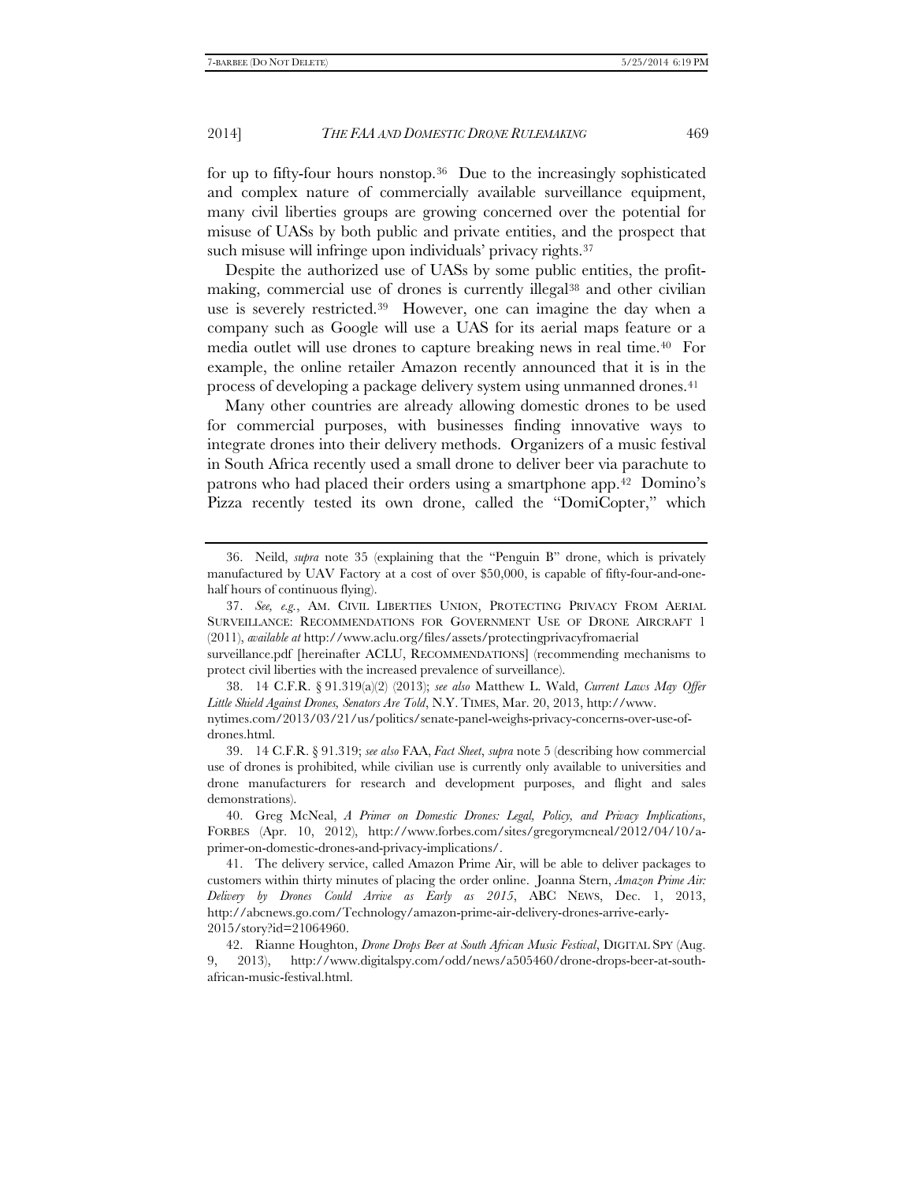for up to fifty-four hours nonstop.[36] Due to the increasingly sophisticated and complex nature of commercially available surveillance equipment, many civil liberties groups are growing concerned over the potential for misuse of UASs by both public and private entities, and the prospect that such misuse will infringe upon individuals' privacy rights.[37]

Despite the authorized use of UASs by some public entities, the profit-making, commercial use of drones is currently illegal[38] and other civilian use is severely restricted.[39] However, one can imagine the day when a company such as Google will use a UAS for its aerial maps feature or a media outlet will use drones to capture breaking news in real time.[40] For example, the online retailer Amazon recently announced that it is in the process of developing a package delivery system using unmanned drones.[41]

Many other countries are already allowing domestic drones to be used for commercial purposes, with businesses finding innovative ways to integrate drones into their delivery methods. Organizers of a music festival in South Africa recently used a small drone to deliver beer via parachute to patrons who had placed their orders using a smartphone app.[42] Domino's Pizza recently tested its own drone, called the "DomiCopter," which

---

36. Neild, *supra* note 35 (explaining that the "Penguin B" drone, which is privately manufactured by UAV Factory at a cost of over $50,000, is capable of fifty-four-and-one-half hours of continuous flying).

37. *See, e.g.*, AM. CIVIL LIBERTIES UNION, PROTECTING PRIVACY FROM AERIAL SURVEILLANCE: RECOMMENDATIONS FOR GOVERNMENT USE OF DRONE AIRCRAFT 1 (2011), *available at* http://www.aclu.org/files/assets/protectingprivacyfromaerial surveillance.pdf [hereinafter ACLU, RECOMMENDATIONS] (recommending mechanisms to protect civil liberties with the increased prevalence of surveillance).

38. 14 C.F.R. § 91.319(a)(2) (2013); *see also* Matthew L. Wald, *Current Laws May Offer Little Shield Against Drones, Senators Are Told*, N.Y. TIMES, Mar. 20, 2013, http://www.nytimes.com/2013/03/21/us/politics/senate-panel-weighs-privacy-concerns-over-use-of-drones.html.

39. 14 C.F.R. § 91.319; *see also* FAA, *Fact Sheet*, *supra* note 5 (describing how commercial use of drones is prohibited, while civilian use is currently only available to universities and drone manufacturers for research and development purposes, and flight and sales demonstrations).

40. Greg McNeal, *A Primer on Domestic Drones: Legal, Policy, and Privacy Implications*, FORBES (Apr. 10, 2012), http://www.forbes.com/sites/gregorymcneal/2012/04/10/a-primer-on-domestic-drones-and-privacy-implications/.

41. The delivery service, called Amazon Prime Air, will be able to deliver packages to customers within thirty minutes of placing the order online. Joanna Stern, *Amazon Prime Air: Delivery by Drones Could Arrive as Early as 2015*, ABC NEWS, Dec. 1, 2013, http://abcnews.go.com/Technology/amazon-prime-air-delivery-drones-arrive-early-2015/story?id=21064960.

42. Rianne Houghton, *Drone Drops Beer at South African Music Festival*, DIGITAL SPY (Aug. 9, 2013), http://www.digitalspy.com/odd/news/a505460/drone-drops-beer-at-south-african-music-festival.html.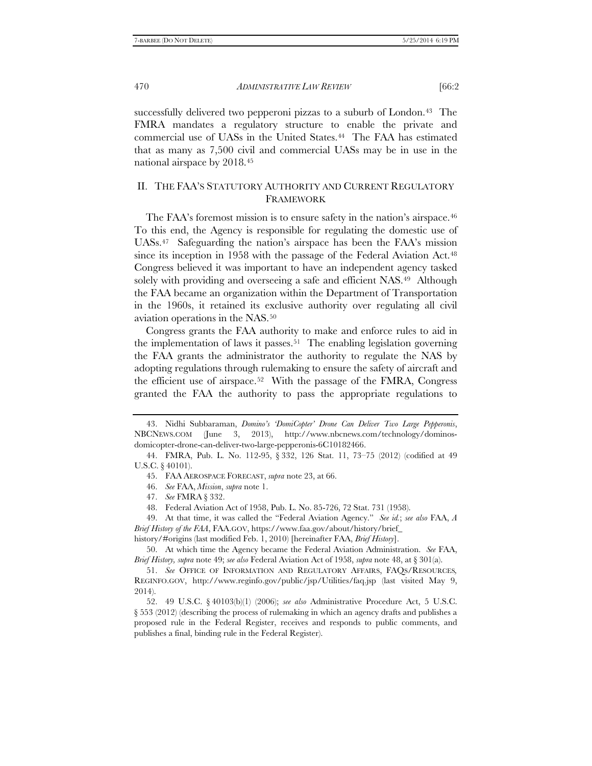successfully delivered two pepperoni pizzas to a suburb of London.[43] The FMRA mandates a regulatory structure to enable the private and commercial use of UASs in the United States.[44] The FAA has estimated that as many as 7,500 civil and commercial UASs may be in use in the national airspace by 2018.[45]

## II. THE FAA'S STATUTORY AUTHORITY AND CURRENT REGULATORY FRAMEWORK

The FAA's foremost mission is to ensure safety in the nation's airspace.[46] To this end, the Agency is responsible for regulating the domestic use of UASs.[47] Safeguarding the nation's airspace has been the FAA's mission since its inception in 1958 with the passage of the Federal Aviation Act.[48] Congress believed it was important to have an independent agency tasked solely with providing and overseeing a safe and efficient NAS.[49] Although the FAA became an organization within the Department of Transportation in the 1960s, it retained its exclusive authority over regulating all civil aviation operations in the NAS.[50]

Congress grants the FAA authority to make and enforce rules to aid in the implementation of laws it passes.[51] The enabling legislation governing the FAA grants the administrator the authority to regulate the NAS by adopting regulations through rulemaking to ensure the safety of aircraft and the efficient use of airspace.[52] With the passage of the FMRA, Congress granted the FAA the authority to pass the appropriate regulations to

---

43. Nidhi Subbaraman, *Domino's 'DomiCopter' Drone Can Deliver Two Large Pepperonis*, NBCNEWS.COM (June 3, 2013), http://www.nbcnews.com/technology/dominos-domicopter-drone-can-deliver-two-large-pepperonis-6C10182466.

44. FMRA, Pub. L. No. 112-95, § 332, 126 Stat. 11, 73–75 (2012) (codified at 49 U.S.C. § 40101).

45. FAA AEROSPACE FORECAST, *supra* note 23, at 66.

46. *See* FAA, *Mission*, *supra* note 1.

47. *See* FMRA § 332.

48. Federal Aviation Act of 1958, Pub. L. No. 85-726, 72 Stat. 731 (1958).

49. At that time, it was called the "Federal Aviation Agency." *See id.*; *see also* FAA, *A Brief History of the FAA*, FAA.GOV, https://www.faa.gov/about/history/brief_history/#origins (last modified Feb. 1, 2010) [hereinafter FAA, *Brief History*].

50. At which time the Agency became the Federal Aviation Administration. *See* FAA, *Brief History, supra* note 49; *see also* Federal Aviation Act of 1958, *supra* note 48, at § 301(a).

51. *See* OFFICE OF INFORMATION AND REGULATORY AFFAIRS, FAQS/RESOURCES, REGINFO.GOV, http://www.reginfo.gov/public/jsp/Utilities/faq.jsp (last visited May 9, 2014).

52. 49 U.S.C. § 40103(b)(1) (2006); *see also* Administrative Procedure Act, 5 U.S.C. § 553 (2012) (describing the process of rulemaking in which an agency drafts and publishes a proposed rule in the Federal Register, receives and responds to public comments, and publishes a final, binding rule in the Federal Register).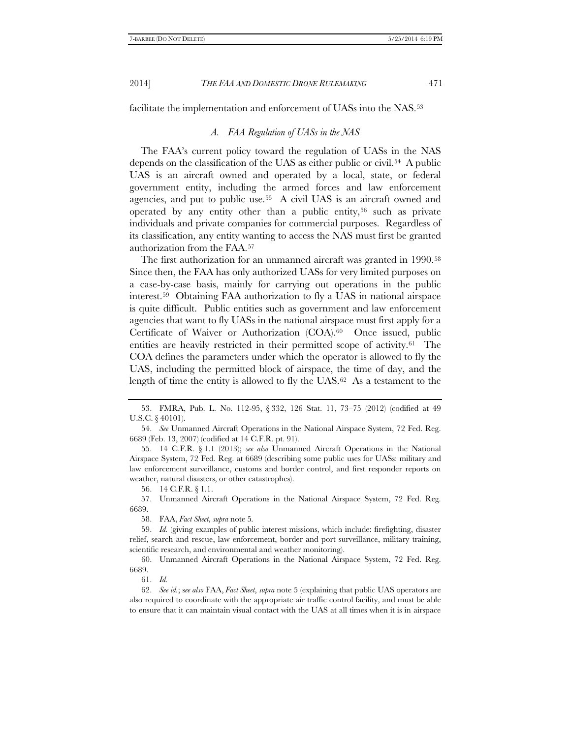facilitate the implementation and enforcement of UASs into the NAS.[53]

### *A. FAA Regulation of UASs in the NAS*

The FAA's current policy toward the regulation of UASs in the NAS depends on the classification of the UAS as either public or civil.[54] A public UAS is an aircraft owned and operated by a local, state, or federal government entity, including the armed forces and law enforcement agencies, and put to public use.[55] A civil UAS is an aircraft owned and operated by any entity other than a public entity,[56] such as private individuals and private companies for commercial purposes. Regardless of its classification, any entity wanting to access the NAS must first be granted authorization from the FAA.[57]

The first authorization for an unmanned aircraft was granted in 1990.[58] Since then, the FAA has only authorized UASs for very limited purposes on a case-by-case basis, mainly for carrying out operations in the public interest.[59] Obtaining FAA authorization to fly a UAS in national airspace is quite difficult. Public entities such as government and law enforcement agencies that want to fly UASs in the national airspace must first apply for a Certificate of Waiver or Authorization (COA).[60] Once issued, public entities are heavily restricted in their permitted scope of activity.[61] The COA defines the parameters under which the operator is allowed to fly the UAS, including the permitted block of airspace, the time of day, and the length of time the entity is allowed to fly the UAS.[62] As a testament to the

---

53. FMRA, Pub. L. No. 112-95, § 332, 126 Stat. 11, 73–75 (2012) (codified at 49 U.S.C. § 40101).

54. *See* Unmanned Aircraft Operations in the National Airspace System, 72 Fed. Reg. 6689 (Feb. 13, 2007) (codified at 14 C.F.R. pt. 91).

55. 14 C.F.R. § 1.1 (2013); *see also* Unmanned Aircraft Operations in the National Airspace System, 72 Fed. Reg. at 6689 (describing some public uses for UASs: military and law enforcement surveillance, customs and border control, and first responder reports on weather, natural disasters, or other catastrophes).

56. 14 C.F.R. § 1.1.

57. Unmanned Aircraft Operations in the National Airspace System, 72 Fed. Reg. 6689.

58. FAA, *Fact Sheet*, *supra* note 5.

59. *Id.* (giving examples of public interest missions, which include: firefighting, disaster relief, search and rescue, law enforcement, border and port surveillance, military training, scientific research, and environmental and weather monitoring).

60. Unmanned Aircraft Operations in the National Airspace System, 72 Fed. Reg. 6689.

61. *Id.*

62. *See id.*; *see also* FAA, *Fact Sheet*, *supra* note 5 (explaining that public UAS operators are also required to coordinate with the appropriate air traffic control facility, and must be able to ensure that it can maintain visual contact with the UAS at all times when it is in airspace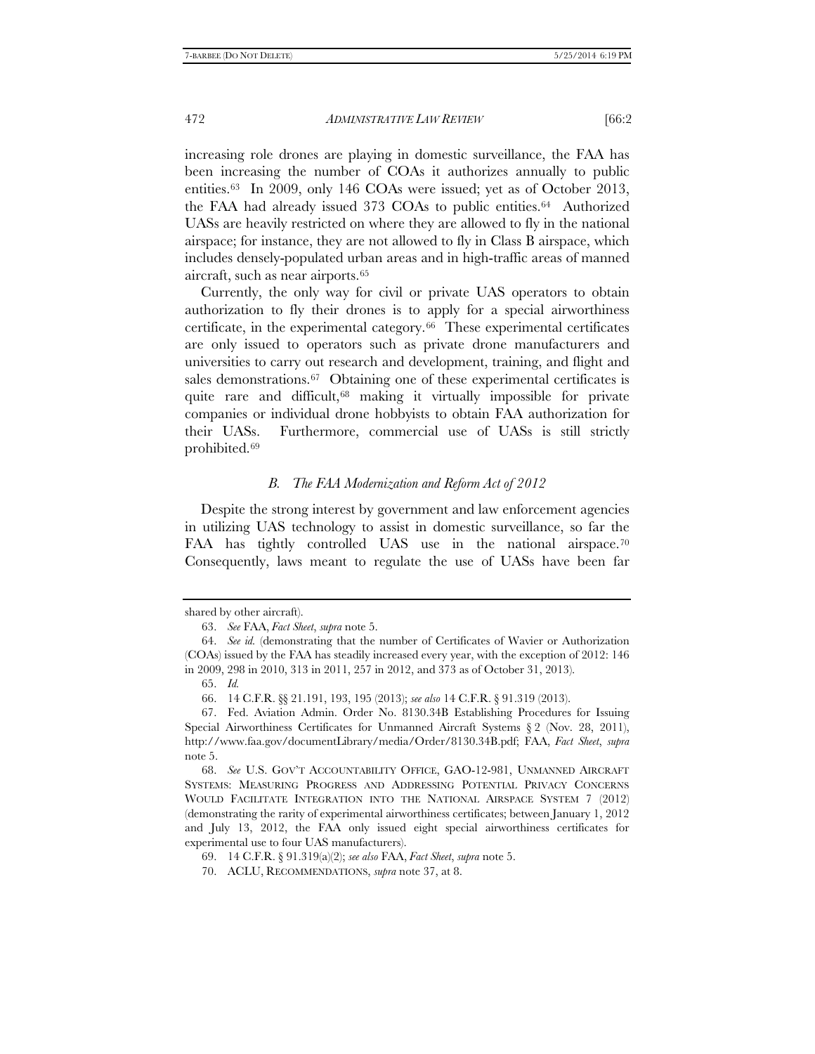increasing role drones are playing in domestic surveillance, the FAA has been increasing the number of COAs it authorizes annually to public entities.[63] In 2009, only 146 COAs were issued; yet as of October 2013, the FAA had already issued 373 COAs to public entities.[64] Authorized UASs are heavily restricted on where they are allowed to fly in the national airspace; for instance, they are not allowed to fly in Class B airspace, which includes densely-populated urban areas and in high-traffic areas of manned aircraft, such as near airports.[65]

Currently, the only way for civil or private UAS operators to obtain authorization to fly their drones is to apply for a special airworthiness certificate, in the experimental category.[66] These experimental certificates are only issued to operators such as private drone manufacturers and universities to carry out research and development, training, and flight and sales demonstrations.[67] Obtaining one of these experimental certificates is quite rare and difficult,[68] making it virtually impossible for private companies or individual drone hobbyists to obtain FAA authorization for their UASs. Furthermore, commercial use of UASs is still strictly prohibited.[69]

### *B. The FAA Modernization and Reform Act of 2012*

Despite the strong interest by government and law enforcement agencies in utilizing UAS technology to assist in domestic surveillance, so far the FAA has tightly controlled UAS use in the national airspace.[70] Consequently, laws meant to regulate the use of UASs have been far

---

shared by other aircraft).

63. *See* FAA, *Fact Sheet*, *supra* note 5.

64. *See id.* (demonstrating that the number of Certificates of Wavier or Authorization (COAs) issued by the FAA has steadily increased every year, with the exception of 2012: 146 in 2009, 298 in 2010, 313 in 2011, 257 in 2012, and 373 as of October 31, 2013).

65. *Id.*

66. 14 C.F.R. §§ 21.191, 193, 195 (2013); *see also* 14 C.F.R. § 91.319 (2013).

67. Fed. Aviation Admin. Order No. 8130.34B Establishing Procedures for Issuing Special Airworthiness Certificates for Unmanned Aircraft Systems § 2 (Nov. 28, 2011), http://www.faa.gov/documentLibrary/media/Order/8130.34B.pdf; FAA, *Fact Sheet*, *supra* note 5.

68. *See* U.S. GOV'T ACCOUNTABILITY OFFICE, GAO-12-981, UNMANNED AIRCRAFT SYSTEMS: MEASURING PROGRESS AND ADDRESSING POTENTIAL PRIVACY CONCERNS WOULD FACILITATE INTEGRATION INTO THE NATIONAL AIRSPACE SYSTEM 7 (2012) (demonstrating the rarity of experimental airworthiness certificates; between January 1, 2012 and July 13, 2012, the FAA only issued eight special airworthiness certificates for experimental use to four UAS manufacturers).

69. 14 C.F.R. § 91.319(a)(2); *see also* FAA, *Fact Sheet*, *supra* note 5.

70. ACLU, RECOMMENDATIONS, *supra* note 37, at 8.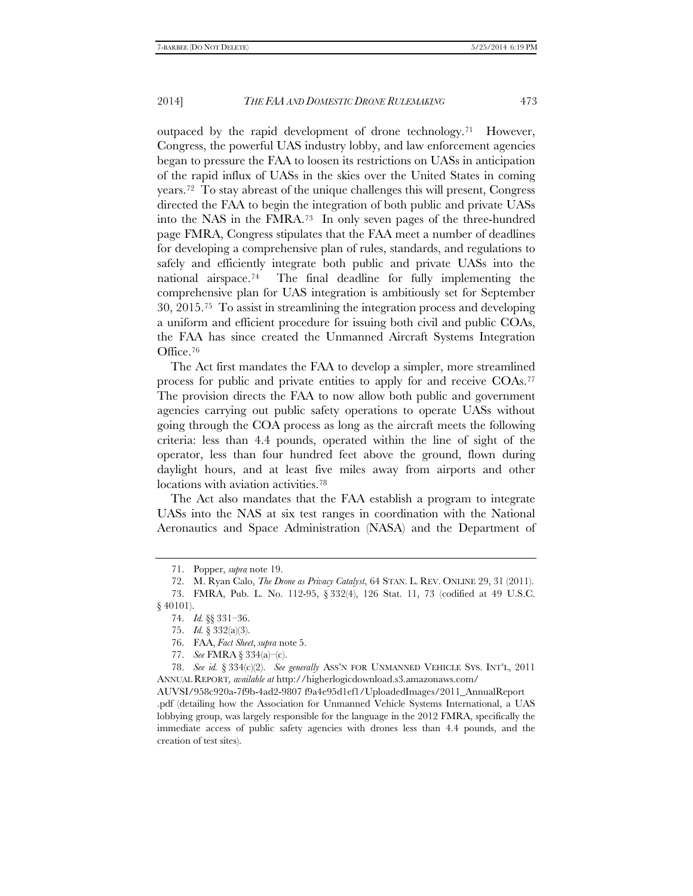outpaced by the rapid development of drone technology.[71] However, Congress, the powerful UAS industry lobby, and law enforcement agencies began to pressure the FAA to loosen its restrictions on UASs in anticipation of the rapid influx of UASs in the skies over the United States in coming years.[72] To stay abreast of the unique challenges this will present, Congress directed the FAA to begin the integration of both public and private UASs into the NAS in the FMRA.[73] In only seven pages of the three-hundred page FMRA, Congress stipulates that the FAA meet a number of deadlines for developing a comprehensive plan of rules, standards, and regulations to safely and efficiently integrate both public and private UASs into the national airspace.[74] The final deadline for fully implementing the comprehensive plan for UAS integration is ambitiously set for September 30, 2015.[75] To assist in streamlining the integration process and developing a uniform and efficient procedure for issuing both civil and public COAs, the FAA has since created the Unmanned Aircraft Systems Integration Office.[76]

The Act first mandates the FAA to develop a simpler, more streamlined process for public and private entities to apply for and receive COAs.[77] The provision directs the FAA to now allow both public and government agencies carrying out public safety operations to operate UASs without going through the COA process as long as the aircraft meets the following criteria: less than 4.4 pounds, operated within the line of sight of the operator, less than four hundred feet above the ground, flown during daylight hours, and at least five miles away from airports and other locations with aviation activities.[78]

The Act also mandates that the FAA establish a program to integrate UASs into the NAS at six test ranges in coordination with the National Aeronautics and Space Administration (NASA) and the Department of

---

71. Popper, *supra* note 19.

72. M. Ryan Calo, *The Drone as Privacy Catalyst*, 64 STAN. L. REV. ONLINE 29, 31 (2011).

73. FMRA, Pub. L. No. 112-95, § 332(4), 126 Stat. 11, 73 (codified at 49 U.S.C. § 40101).

74. *Id.* §§ 331–36.

75. *Id.* § 332(a)(3).

76. FAA, *Fact Sheet*, *supra* note 5.

77. *See* FMRA § 334(a)–(c).

78. *See id.* § 334(c)(2). *See generally* ASS'N FOR UNMANNED VEHICLE SYS. INT'L, 2011 ANNUAL REPORT, *available at* http://higherlogicdownload.s3.amazonaws.com/AUVSI/958c920a-7f9b-4ad2-9807 f9a4e95d1ef1/UploadedImages/2011_AnnualReport.pdf (detailing how the Association for Unmanned Vehicle Systems International, a UAS lobbying group, was largely responsible for the language in the 2012 FMRA, specifically the immediate access of public safety agencies with drones less than 4.4 pounds, and the creation of test sites).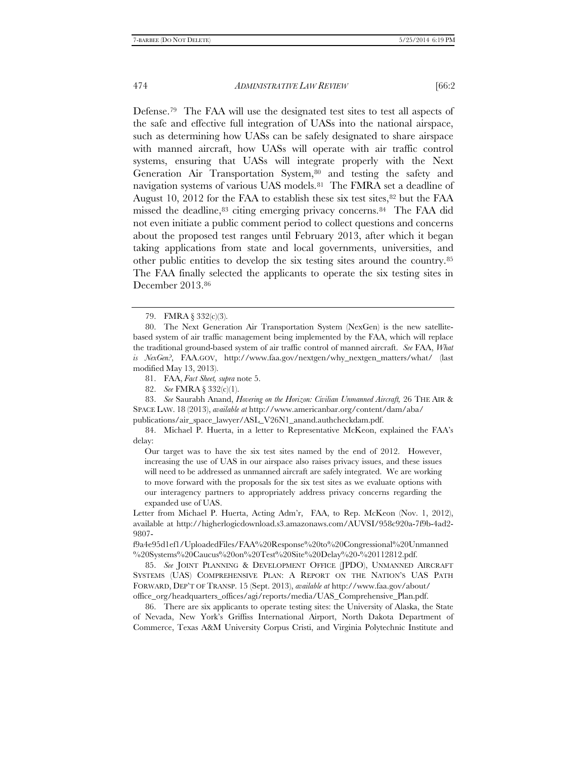Defense.[79] The FAA will use the designated test sites to test all aspects of the safe and effective full integration of UASs into the national airspace, such as determining how UASs can be safely designated to share airspace with manned aircraft, how UASs will operate with air traffic control systems, ensuring that UASs will integrate properly with the Next Generation Air Transportation System,[80] and testing the safety and navigation systems of various UAS models.[81] The FMRA set a deadline of August 10, 2012 for the FAA to establish these six test sites,[82] but the FAA missed the deadline,[83] citing emerging privacy concerns.[84] The FAA did not even initiate a public comment period to collect questions and concerns about the proposed test ranges until February 2013, after which it began taking applications from state and local governments, universities, and other public entities to develop the six testing sites around the country.[85] The FAA finally selected the applicants to operate the six testing sites in December 2013.[86]

---

79. FMRA § 332(c)(3).

80. The Next Generation Air Transportation System (NexGen) is the new satellite-based system of air traffic management being implemented by the FAA, which will replace the traditional ground-based system of air traffic control of manned aircraft. *See* FAA, *What is NexGen?*, FAA.GOV, http://www.faa.gov/nextgen/why_nextgen_matters/what/ (last modified May 13, 2013).

81. FAA, *Fact Sheet, supra* note 5.

82. *See* FMRA § 332(c)(1).

83. *See* Saurabh Anand, *Hovering on the Horizon: Civilian Unmanned Aircraft,* 26 THE AIR & SPACE LAW. 18 (2013), *available at* http://www.americanbar.org/content/dam/aba/publications/air_space_lawyer/ASL_V26N1_anand.authcheckdam.pdf.

84. Michael P. Huerta, in a letter to Representative McKeon, explained the FAA's delay:

> Our target was to have the six test sites named by the end of 2012. However, increasing the use of UAS in our airspace also raises privacy issues, and these issues will need to be addressed as unmanned aircraft are safely integrated. We are working to move forward with the proposals for the six test sites as we evaluate options with our interagency partners to appropriately address privacy concerns regarding the expanded use of UAS.

Letter from Michael P. Huerta, Acting Adm'r, FAA, to Rep. McKeon (Nov. 1, 2012), available at http://higherlogicdownload.s3.amazonaws.com/AUVSI/958c920a-7f9b-4ad2-9807-f9a4e95d1ef1/UploadedFiles/FAA%20Response%20to%20Congressional%20Unmanned%20Systems%20Caucus%20on%20Test%20Site%20Delay%20-%20112812.pdf.

85. *See* JOINT PLANNING & DEVELOPMENT OFFICE (JPDO), UNMANNED AIRCRAFT SYSTEMS (UAS) COMPREHENSIVE PLAN: A REPORT ON THE NATION'S UAS PATH FORWARD, DEP'T OF TRANSP. 15 (Sept. 2013), *available at* http://www.faa.gov/about/office_org/headquarters_offices/agi/reports/media/UAS_Comprehensive_Plan.pdf.

86. There are six applicants to operate testing sites: the University of Alaska, the State of Nevada, New York's Griffiss International Airport, North Dakota Department of Commerce, Texas A&M University Corpus Cristi, and Virginia Polytechnic Institute and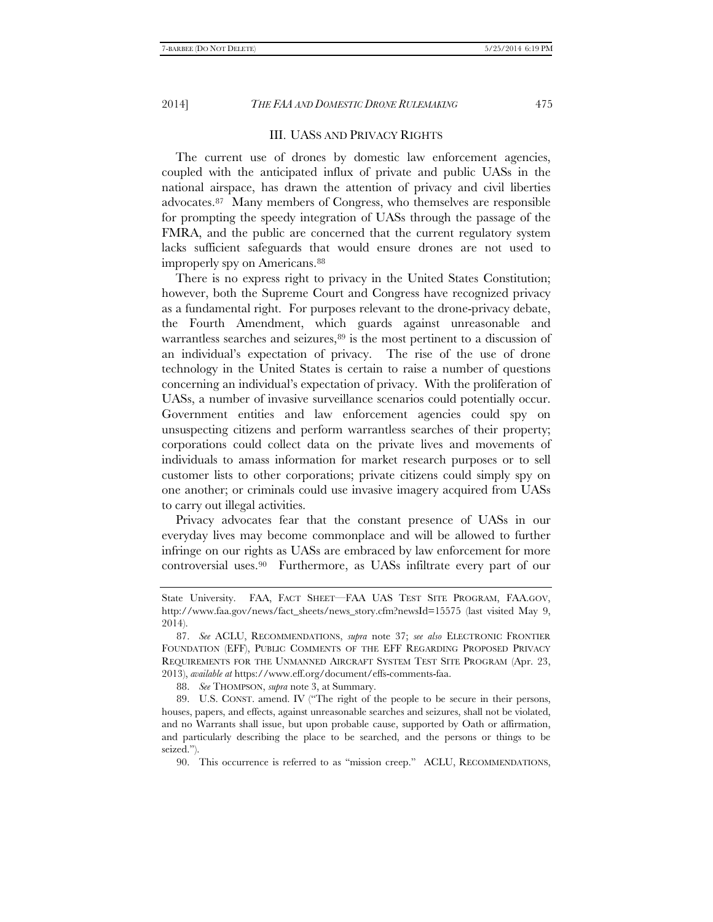## III. UASS AND PRIVACY RIGHTS

The current use of drones by domestic law enforcement agencies, coupled with the anticipated influx of private and public UASs in the national airspace, has drawn the attention of privacy and civil liberties advocates.[87] Many members of Congress, who themselves are responsible for prompting the speedy integration of UASs through the passage of the FMRA, and the public are concerned that the current regulatory system lacks sufficient safeguards that would ensure drones are not used to improperly spy on Americans.[88]

There is no express right to privacy in the United States Constitution; however, both the Supreme Court and Congress have recognized privacy as a fundamental right. For purposes relevant to the drone-privacy debate, the Fourth Amendment, which guards against unreasonable and warrantless searches and seizures,[89] is the most pertinent to a discussion of an individual's expectation of privacy. The rise of the use of drone technology in the United States is certain to raise a number of questions concerning an individual's expectation of privacy. With the proliferation of UASs, a number of invasive surveillance scenarios could potentially occur. Government entities and law enforcement agencies could spy on unsuspecting citizens and perform warrantless searches of their property; corporations could collect data on the private lives and movements of individuals to amass information for market research purposes or to sell customer lists to other corporations; private citizens could simply spy on one another; or criminals could use invasive imagery acquired from UASs to carry out illegal activities.

Privacy advocates fear that the constant presence of UASs in our everyday lives may become commonplace and will be allowed to further infringe on our rights as UASs are embraced by law enforcement for more controversial uses.[90] Furthermore, as UASs infiltrate every part of our

---

State University. FAA, FACT SHEET—FAA UAS TEST SITE PROGRAM, FAA.GOV, http://www.faa.gov/news/fact_sheets/news_story.cfm?newsId=15575 (last visited May 9, 2014).

87. *See* ACLU, RECOMMENDATIONS, *supra* note 37; *see also* ELECTRONIC FRONTIER FOUNDATION (EFF), PUBLIC COMMENTS OF THE EFF REGARDING PROPOSED PRIVACY REQUIREMENTS FOR THE UNMANNED AIRCRAFT SYSTEM TEST SITE PROGRAM (Apr. 23, 2013), *available at* https://www.eff.org/document/effs-comments-faa.

88. *See* THOMPSON, *supra* note 3, at Summary.

89. U.S. CONST. amend. IV ("The right of the people to be secure in their persons, houses, papers, and effects, against unreasonable searches and seizures, shall not be violated, and no Warrants shall issue, but upon probable cause, supported by Oath or affirmation, and particularly describing the place to be searched, and the persons or things to be seized.").

90. This occurrence is referred to as "mission creep." ACLU, RECOMMENDATIONS,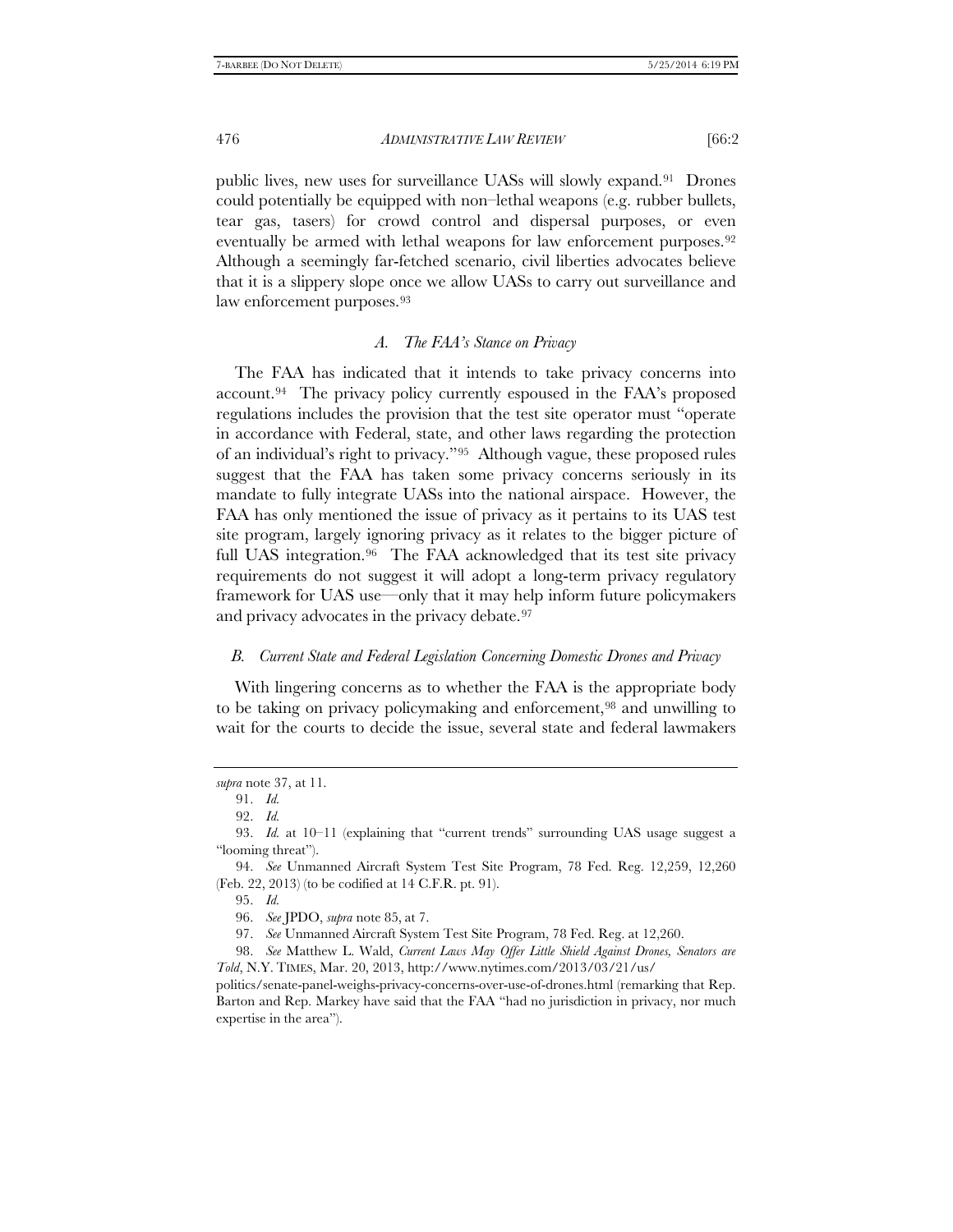public lives, new uses for surveillance UASs will slowly expand.[91] Drones could potentially be equipped with non–lethal weapons (e.g. rubber bullets, tear gas, tasers) for crowd control and dispersal purposes, or even eventually be armed with lethal weapons for law enforcement purposes.[92] Although a seemingly far-fetched scenario, civil liberties advocates believe that it is a slippery slope once we allow UASs to carry out surveillance and law enforcement purposes.[93]

### *A. The FAA's Stance on Privacy*

The FAA has indicated that it intends to take privacy concerns into account.[94] The privacy policy currently espoused in the FAA's proposed regulations includes the provision that the test site operator must "operate in accordance with Federal, state, and other laws regarding the protection of an individual's right to privacy."[95] Although vague, these proposed rules suggest that the FAA has taken some privacy concerns seriously in its mandate to fully integrate UASs into the national airspace. However, the FAA has only mentioned the issue of privacy as it pertains to its UAS test site program, largely ignoring privacy as it relates to the bigger picture of full UAS integration.[96] The FAA acknowledged that its test site privacy requirements do not suggest it will adopt a long-term privacy regulatory framework for UAS use—only that it may help inform future policymakers and privacy advocates in the privacy debate.[97]

### *B. Current State and Federal Legislation Concerning Domestic Drones and Privacy*

With lingering concerns as to whether the FAA is the appropriate body to be taking on privacy policymaking and enforcement,[98] and unwilling to wait for the courts to decide the issue, several state and federal lawmakers

---

*supra* note 37, at 11.

91. *Id.*

92. *Id.*

93. *Id.* at 10–11 (explaining that "current trends" surrounding UAS usage suggest a "looming threat").

94. *See* Unmanned Aircraft System Test Site Program, 78 Fed. Reg. 12,259, 12,260 (Feb. 22, 2013) (to be codified at 14 C.F.R. pt. 91).

95. *Id.*

96. *See* JPDO, *supra* note 85, at 7.

97. *See* Unmanned Aircraft System Test Site Program, 78 Fed. Reg. at 12,260.

98. *See* Matthew L. Wald, *Current Laws May Offer Little Shield Against Drones, Senators are Told*, N.Y. TIMES, Mar. 20, 2013, http://www.nytimes.com/2013/03/21/us/politics/senate-panel-weighs-privacy-concerns-over-use-of-drones.html (remarking that Rep. Barton and Rep. Markey have said that the FAA "had no jurisdiction in privacy, nor much expertise in the area").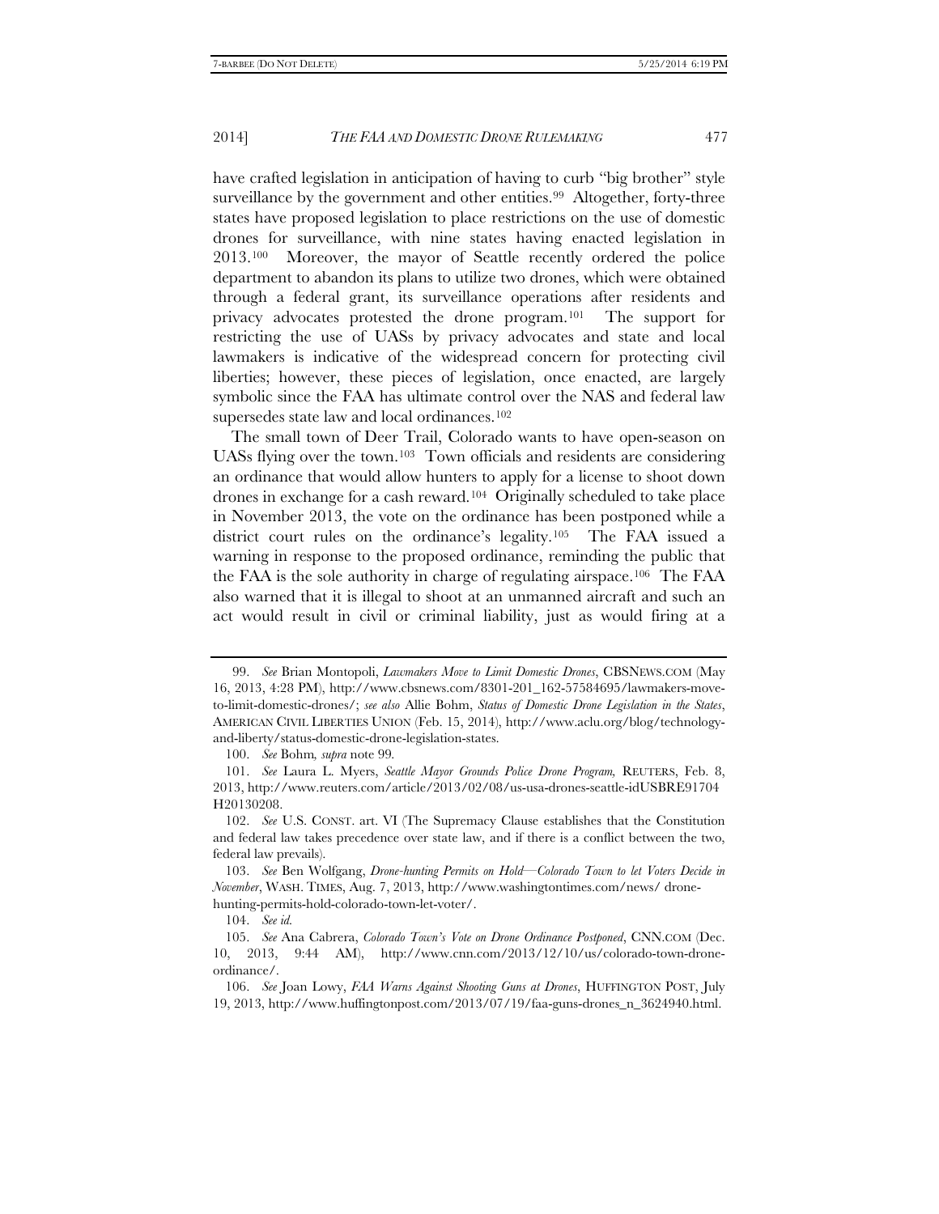have crafted legislation in anticipation of having to curb "big brother" style surveillance by the government and other entities.[99] Altogether, forty-three states have proposed legislation to place restrictions on the use of domestic drones for surveillance, with nine states having enacted legislation in 2013.[100] Moreover, the mayor of Seattle recently ordered the police department to abandon its plans to utilize two drones, which were obtained through a federal grant, its surveillance operations after residents and privacy advocates protested the drone program.[101] The support for restricting the use of UASs by privacy advocates and state and local lawmakers is indicative of the widespread concern for protecting civil liberties; however, these pieces of legislation, once enacted, are largely symbolic since the FAA has ultimate control over the NAS and federal law supersedes state law and local ordinances.[102]

The small town of Deer Trail, Colorado wants to have open-season on UASs flying over the town.[103] Town officials and residents are considering an ordinance that would allow hunters to apply for a license to shoot down drones in exchange for a cash reward.[104] Originally scheduled to take place in November 2013, the vote on the ordinance has been postponed while a district court rules on the ordinance's legality.[105] The FAA issued a warning in response to the proposed ordinance, reminding the public that the FAA is the sole authority in charge of regulating airspace.[106] The FAA also warned that it is illegal to shoot at an unmanned aircraft and such an act would result in civil or criminal liability, just as would firing at a

---

99. *See* Brian Montopoli, *Lawmakers Move to Limit Domestic Drones*, CBSNEWS.COM (May 16, 2013, 4:28 PM), http://www.cbsnews.com/8301-201_162-57584695/lawmakers-move-to-limit-domestic-drones/; *see also* Allie Bohm, *Status of Domestic Drone Legislation in the States*, AMERICAN CIVIL LIBERTIES UNION (Feb. 15, 2014), http://www.aclu.org/blog/technology-and-liberty/status-domestic-drone-legislation-states.

100. *See* Bohm*, supra* note 99*.*

101. *See* Laura L. Myers, *Seattle Mayor Grounds Police Drone Program,* REUTERS, Feb. 8, 2013, http://www.reuters.com/article/2013/02/08/us-usa-drones-seattle-idUSBRE91704H20130208.

102. *See* U.S. CONST. art. VI (The Supremacy Clause establishes that the Constitution and federal law takes precedence over state law, and if there is a conflict between the two, federal law prevails).

103. *See* Ben Wolfgang, *Drone-hunting Permits on Hold—Colorado Town to let Voters Decide in November*, WASH. TIMES, Aug. 7, 2013, http://www.washingtontimes.com/news/ drone-hunting-permits-hold-colorado-town-let-voter/.

104. *See id.*

105. *See* Ana Cabrera, *Colorado Town's Vote on Drone Ordinance Postponed*, CNN.COM (Dec. 10, 2013, 9:44 AM), http://www.cnn.com/2013/12/10/us/colorado-town-drone-ordinance/.

106. *See* Joan Lowy, *FAA Warns Against Shooting Guns at Drones*, HUFFINGTON POST, July 19, 2013, http://www.huffingtonpost.com/2013/07/19/faa-guns-drones_n_3624940.html.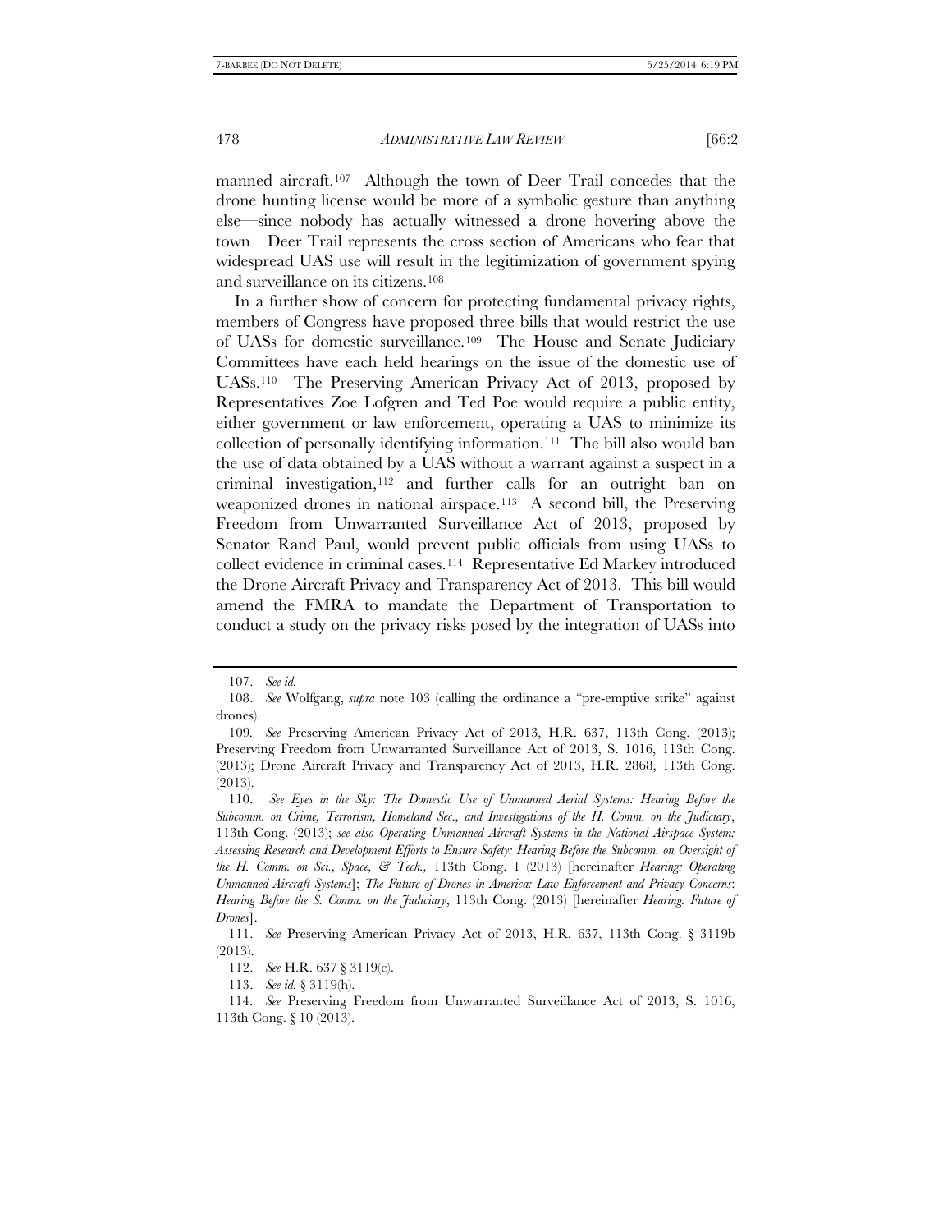manned aircraft.[107] Although the town of Deer Trail concedes that the drone hunting license would be more of a symbolic gesture than anything else—since nobody has actually witnessed a drone hovering above the town—Deer Trail represents the cross section of Americans who fear that widespread UAS use will result in the legitimization of government spying and surveillance on its citizens.[108]

In a further show of concern for protecting fundamental privacy rights, members of Congress have proposed three bills that would restrict the use of UASs for domestic surveillance.[109] The House and Senate Judiciary Committees have each held hearings on the issue of the domestic use of UASs.[110] The Preserving American Privacy Act of 2013, proposed by Representatives Zoe Lofgren and Ted Poe would require a public entity, either government or law enforcement, operating a UAS to minimize its collection of personally identifying information.[111] The bill also would ban the use of data obtained by a UAS without a warrant against a suspect in a criminal investigation,[112] and further calls for an outright ban on weaponized drones in national airspace.[113] A second bill, the Preserving Freedom from Unwarranted Surveillance Act of 2013, proposed by Senator Rand Paul, would prevent public officials from using UASs to collect evidence in criminal cases.[114] Representative Ed Markey introduced the Drone Aircraft Privacy and Transparency Act of 2013. This bill would amend the FMRA to mandate the Department of Transportation to conduct a study on the privacy risks posed by the integration of UASs into

---

107. *See id.*

108. *See* Wolfgang, *supra* note 103 (calling the ordinance a "pre-emptive strike" against drones).

109. *See* Preserving American Privacy Act of 2013, H.R. 637, 113th Cong. (2013); Preserving Freedom from Unwarranted Surveillance Act of 2013, S. 1016, 113th Cong. (2013); Drone Aircraft Privacy and Transparency Act of 2013, H.R. 2868, 113th Cong. (2013).

110. *See Eyes in the Sky: The Domestic Use of Unmanned Aerial Systems: Hearing Before the Subcomm. on Crime, Terrorism, Homeland Sec., and Investigations of the H. Comm. on the Judiciary*, 113th Cong. (2013); *see also Operating Unmanned Aircraft Systems in the National Airspace System: Assessing Research and Development Efforts to Ensure Safety: Hearing Before the Subcomm. on Oversight of the H. Comm. on Sci., Space, & Tech.*, 113th Cong. 1 (2013) [hereinafter *Hearing: Operating Unmanned Aircraft Systems*]; *The Future of Drones in America: Law Enforcement and Privacy Concerns*: *Hearing Before the S. Comm. on the Judiciary*, 113th Cong. (2013) [hereinafter *Hearing: Future of Drones*].

111. *See* Preserving American Privacy Act of 2013, H.R. 637, 113th Cong. § 3119b (2013).

112. *See* H.R. 637 § 3119(c).

113. *See id.* § 3119(h).

114. *See* Preserving Freedom from Unwarranted Surveillance Act of 2013, S. 1016, 113th Cong. § 10 (2013).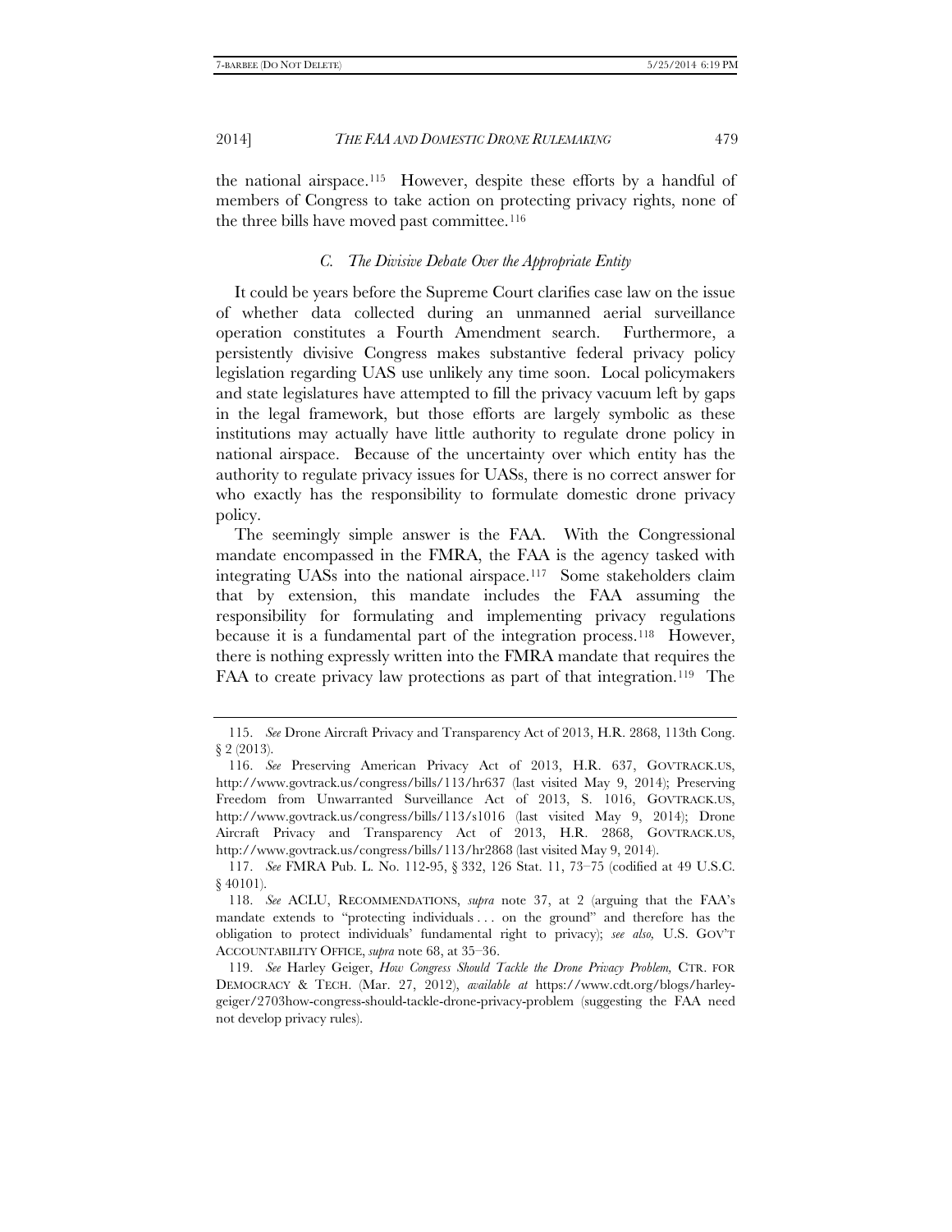the national airspace.[115] However, despite these efforts by a handful of members of Congress to take action on protecting privacy rights, none of the three bills have moved past committee.[116]

### *C. The Divisive Debate Over the Appropriate Entity*

It could be years before the Supreme Court clarifies case law on the issue of whether data collected during an unmanned aerial surveillance operation constitutes a Fourth Amendment search. Furthermore, a persistently divisive Congress makes substantive federal privacy policy legislation regarding UAS use unlikely any time soon. Local policymakers and state legislatures have attempted to fill the privacy vacuum left by gaps in the legal framework, but those efforts are largely symbolic as these institutions may actually have little authority to regulate drone policy in national airspace. Because of the uncertainty over which entity has the authority to regulate privacy issues for UASs, there is no correct answer for who exactly has the responsibility to formulate domestic drone privacy policy.

The seemingly simple answer is the FAA. With the Congressional mandate encompassed in the FMRA, the FAA is the agency tasked with integrating UASs into the national airspace.[117] Some stakeholders claim that by extension, this mandate includes the FAA assuming the responsibility for formulating and implementing privacy regulations because it is a fundamental part of the integration process.[118] However, there is nothing expressly written into the FMRA mandate that requires the FAA to create privacy law protections as part of that integration.[119] The

---

115. *See* Drone Aircraft Privacy and Transparency Act of 2013, H.R. 2868, 113th Cong. § 2 (2013).

116. *See* Preserving American Privacy Act of 2013, H.R. 637, GOVTRACK.US, http://www.govtrack.us/congress/bills/113/hr637 (last visited May 9, 2014); Preserving Freedom from Unwarranted Surveillance Act of 2013, S. 1016, GOVTRACK.US, http://www.govtrack.us/congress/bills/113/s1016 (last visited May 9, 2014); Drone Aircraft Privacy and Transparency Act of 2013, H.R. 2868, GOVTRACK.US, http://www.govtrack.us/congress/bills/113/hr2868 (last visited May 9, 2014).

117. *See* FMRA Pub. L. No. 112-95, § 332, 126 Stat. 11, 73–75 (codified at 49 U.S.C. § 40101).

118. *See* ACLU, RECOMMENDATIONS, *supra* note 37, at 2 (arguing that the FAA's mandate extends to "protecting individuals . . . on the ground" and therefore has the obligation to protect individuals' fundamental right to privacy); *see also,* U.S. GOV'T ACCOUNTABILITY OFFICE, *supra* note 68, at 35–36.

119. *See* Harley Geiger, *How Congress Should Tackle the Drone Privacy Problem,* CTR. FOR DEMOCRACY & TECH. (Mar. 27, 2012), *available at* https://www.cdt.org/blogs/harley-geiger/2703how-congress-should-tackle-drone-privacy-problem (suggesting the FAA need not develop privacy rules).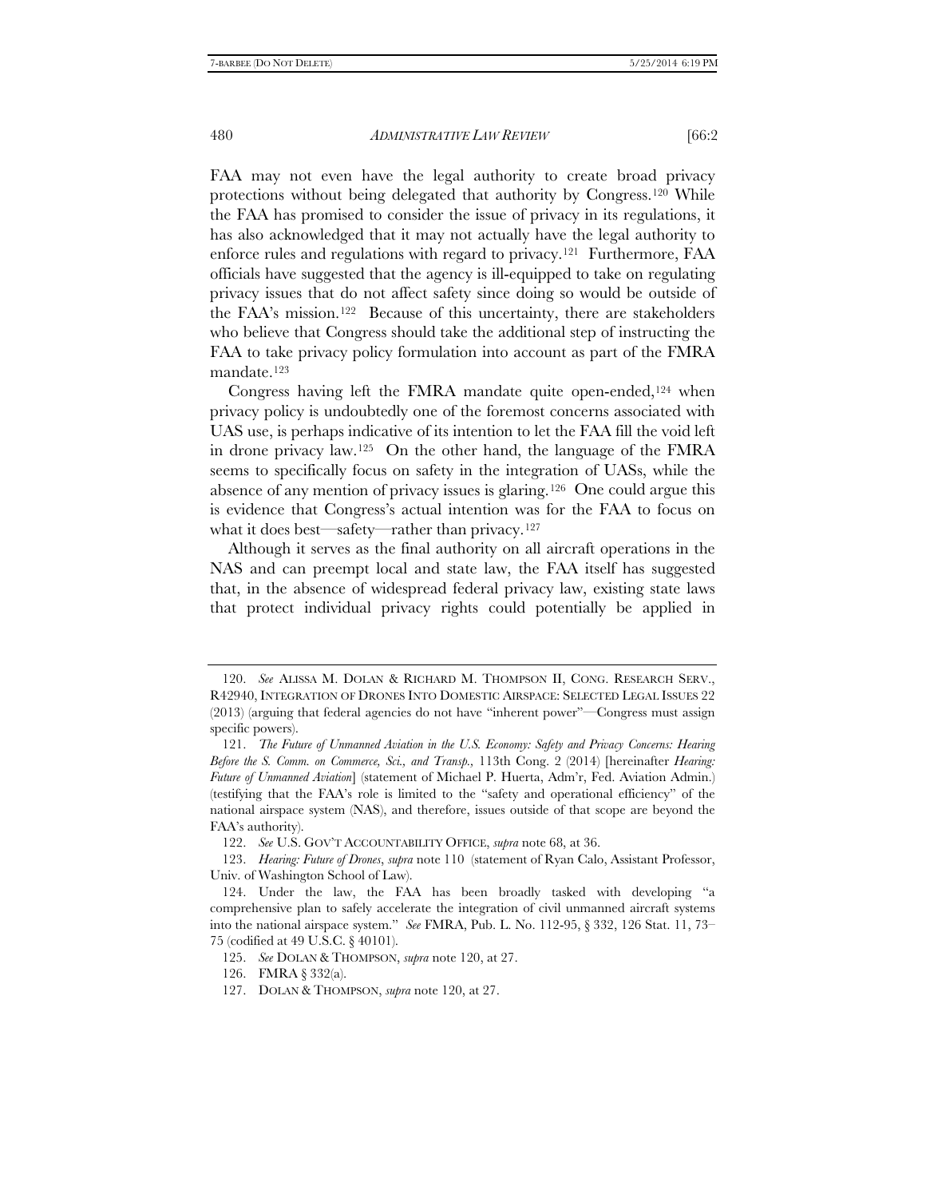FAA may not even have the legal authority to create broad privacy protections without being delegated that authority by Congress.[120] While the FAA has promised to consider the issue of privacy in its regulations, it has also acknowledged that it may not actually have the legal authority to enforce rules and regulations with regard to privacy.[121] Furthermore, FAA officials have suggested that the agency is ill-equipped to take on regulating privacy issues that do not affect safety since doing so would be outside of the FAA's mission.[122] Because of this uncertainty, there are stakeholders who believe that Congress should take the additional step of instructing the FAA to take privacy policy formulation into account as part of the FMRA mandate.[123]

Congress having left the FMRA mandate quite open-ended,[124] when privacy policy is undoubtedly one of the foremost concerns associated with UAS use, is perhaps indicative of its intention to let the FAA fill the void left in drone privacy law.[125] On the other hand, the language of the FMRA seems to specifically focus on safety in the integration of UASs, while the absence of any mention of privacy issues is glaring.[126] One could argue this is evidence that Congress's actual intention was for the FAA to focus on what it does best—safety—rather than privacy.[127]

Although it serves as the final authority on all aircraft operations in the NAS and can preempt local and state law, the FAA itself has suggested that, in the absence of widespread federal privacy law, existing state laws that protect individual privacy rights could potentially be applied in

---

120. *See* ALISSA M. DOLAN & RICHARD M. THOMPSON II, CONG. RESEARCH SERV., R42940, INTEGRATION OF DRONES INTO DOMESTIC AIRSPACE: SELECTED LEGAL ISSUES 22 (2013) (arguing that federal agencies do not have "inherent power"—Congress must assign specific powers).

121. *The Future of Unmanned Aviation in the U.S. Economy: Safety and Privacy Concerns: Hearing Before the S. Comm. on Commerce, Sci., and Transp.,* 113th Cong. 2 (2014) [hereinafter *Hearing: Future of Unmanned Aviation*] (statement of Michael P. Huerta, Adm'r, Fed. Aviation Admin.) (testifying that the FAA's role is limited to the "safety and operational efficiency" of the national airspace system (NAS), and therefore, issues outside of that scope are beyond the FAA's authority).

122. *See* U.S. GOV'T ACCOUNTABILITY OFFICE, *supra* note 68, at 36.

123. *Hearing: Future of Drones*, *supra* note 110 (statement of Ryan Calo, Assistant Professor, Univ. of Washington School of Law).

124. Under the law, the FAA has been broadly tasked with developing "a comprehensive plan to safely accelerate the integration of civil unmanned aircraft systems into the national airspace system." *See* FMRA, Pub. L. No. 112-95, § 332, 126 Stat. 11, 73–75 (codified at 49 U.S.C. § 40101).

125. *See* DOLAN & THOMPSON, *supra* note 120, at 27.

126. FMRA § 332(a).

127. DOLAN & THOMPSON, *supra* note 120, at 27.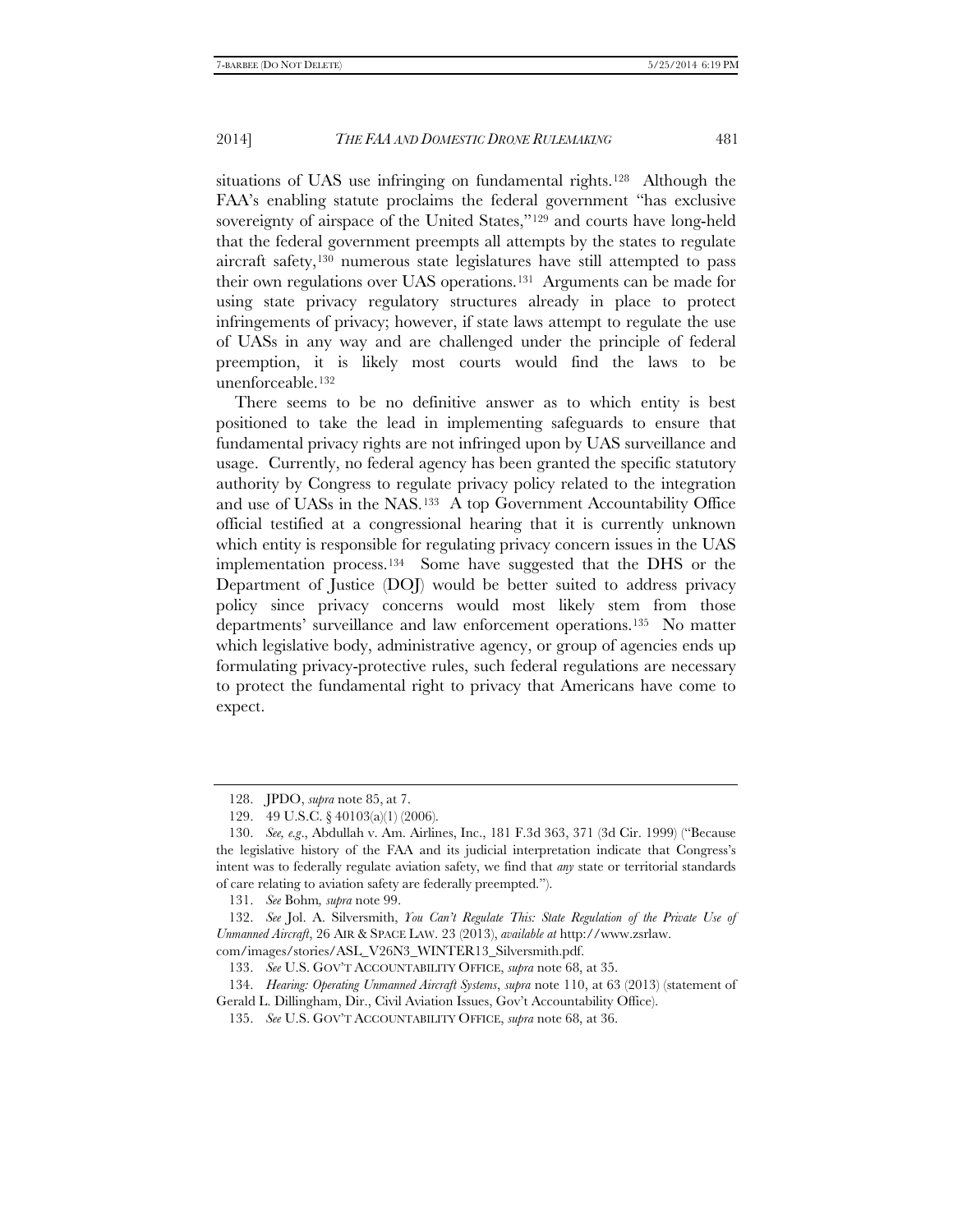situations of UAS use infringing on fundamental rights.[128] Although the FAA's enabling statute proclaims the federal government "has exclusive sovereignty of airspace of the United States,"[129] and courts have long-held that the federal government preempts all attempts by the states to regulate aircraft safety,[130] numerous state legislatures have still attempted to pass their own regulations over UAS operations.[131] Arguments can be made for using state privacy regulatory structures already in place to protect infringements of privacy; however, if state laws attempt to regulate the use of UASs in any way and are challenged under the principle of federal preemption, it is likely most courts would find the laws to be unenforceable.[132]

There seems to be no definitive answer as to which entity is best positioned to take the lead in implementing safeguards to ensure that fundamental privacy rights are not infringed upon by UAS surveillance and usage. Currently, no federal agency has been granted the specific statutory authority by Congress to regulate privacy policy related to the integration and use of UASs in the NAS.[133] A top Government Accountability Office official testified at a congressional hearing that it is currently unknown which entity is responsible for regulating privacy concern issues in the UAS implementation process.[134] Some have suggested that the DHS or the Department of Justice (DOJ) would be better suited to address privacy policy since privacy concerns would most likely stem from those departments' surveillance and law enforcement operations.[135] No matter which legislative body, administrative agency, or group of agencies ends up formulating privacy-protective rules, such federal regulations are necessary to protect the fundamental right to privacy that Americans have come to expect.

---

128. JPDO, *supra* note 85, at 7.

129. 49 U.S.C. § 40103(a)(1) (2006).

130. *See, e.g.*, Abdullah v. Am. Airlines, Inc., 181 F.3d 363, 371 (3d Cir. 1999) ("Because the legislative history of the FAA and its judicial interpretation indicate that Congress's intent was to federally regulate aviation safety, we find that *any* state or territorial standards of care relating to aviation safety are federally preempted.").

131. *See* Bohm, *supra* note 99.

132. *See* Jol. A. Silversmith, *You Can't Regulate This: State Regulation of the Private Use of Unmanned Aircraft*, 26 AIR & SPACE LAW. 23 (2013), *available at* http://www.zsrlaw.com/images/stories/ASL_V26N3_WINTER13_Silversmith.pdf.

133. *See* U.S. GOV'T ACCOUNTABILITY OFFICE, *supra* note 68, at 35.

134. *Hearing: Operating Unmanned Aircraft Systems*, *supra* note 110, at 63 (2013) (statement of Gerald L. Dillingham, Dir., Civil Aviation Issues, Gov't Accountability Office).

135. *See* U.S. GOV'T ACCOUNTABILITY OFFICE, *supra* note 68, at 36.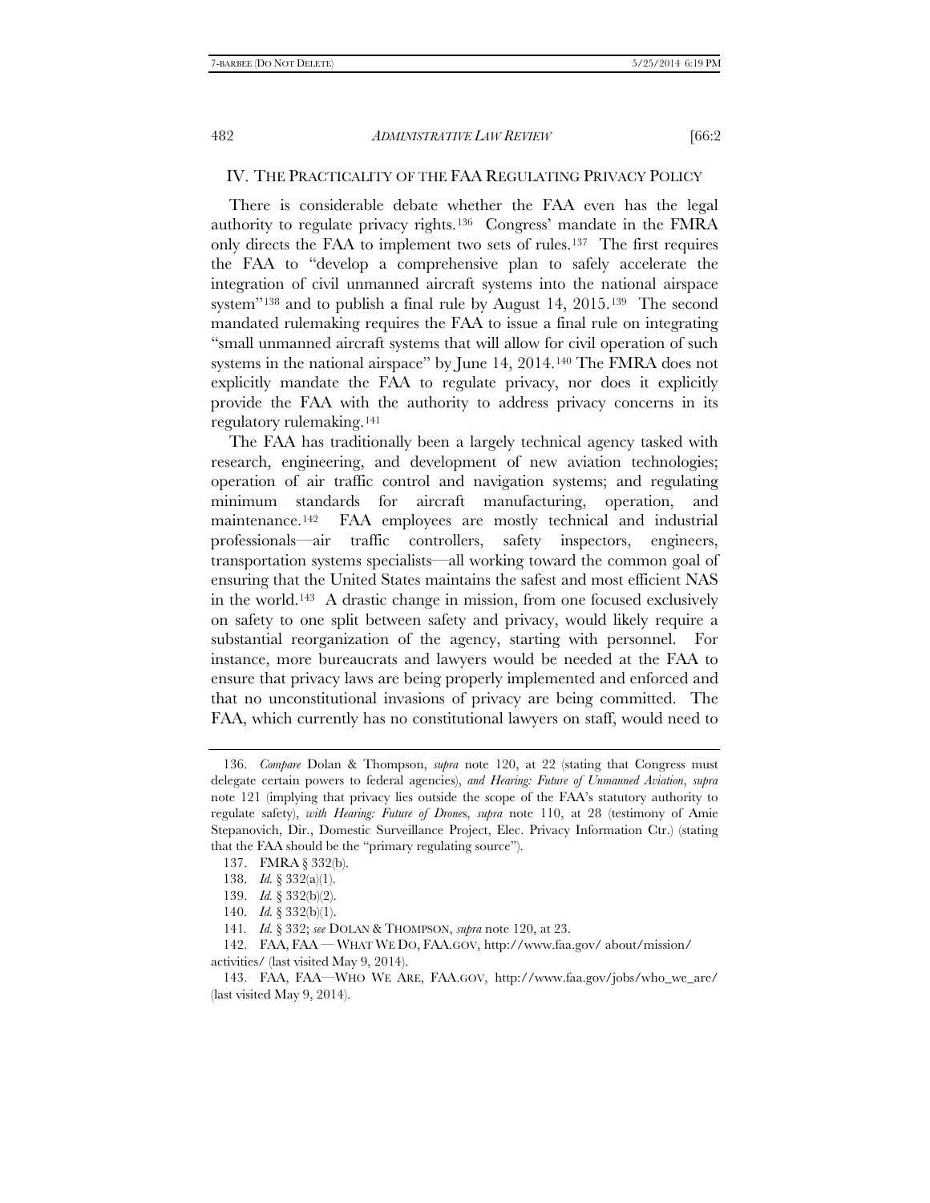## IV. THE PRACTICALITY OF THE FAA REGULATING PRIVACY POLICY

There is considerable debate whether the FAA even has the legal authority to regulate privacy rights.[136] Congress' mandate in the FMRA only directs the FAA to implement two sets of rules.[137] The first requires the FAA to "develop a comprehensive plan to safely accelerate the integration of civil unmanned aircraft systems into the national airspace system"[138] and to publish a final rule by August 14, 2015.[139] The second mandated rulemaking requires the FAA to issue a final rule on integrating "small unmanned aircraft systems that will allow for civil operation of such systems in the national airspace" by June 14, 2014.[140] The FMRA does not explicitly mandate the FAA to regulate privacy, nor does it explicitly provide the FAA with the authority to address privacy concerns in its regulatory rulemaking.[141]

The FAA has traditionally been a largely technical agency tasked with research, engineering, and development of new aviation technologies; operation of air traffic control and navigation systems; and regulating minimum standards for aircraft manufacturing, operation, and maintenance.[142] FAA employees are mostly technical and industrial professionals—air traffic controllers, safety inspectors, engineers, transportation systems specialists—all working toward the common goal of ensuring that the United States maintains the safest and most efficient NAS in the world.[143] A drastic change in mission, from one focused exclusively on safety to one split between safety and privacy, would likely require a substantial reorganization of the agency, starting with personnel. For instance, more bureaucrats and lawyers would be needed at the FAA to ensure that privacy laws are being properly implemented and enforced and that no unconstitutional invasions of privacy are being committed. The FAA, which currently has no constitutional lawyers on staff, would need to

---

136. *Compare* Dolan & Thompson, *supra* note 120, at 22 (stating that Congress must delegate certain powers to federal agencies), *and Hearing: Future of Unmanned Aviation*, *supra* note 121 (implying that privacy lies outside the scope of the FAA's statutory authority to regulate safety), *with Hearing: Future of Drones*, *supra* note 110, at 28 (testimony of Amie Stepanovich, Dir., Domestic Surveillance Project, Elec. Privacy Information Ctr.) (stating that the FAA should be the "primary regulating source").

137. FMRA § 332(b).

138. *Id.* § 332(a)(1).

139. *Id.* § 332(b)(2).

140. *Id.* § 332(b)(1).

141. *Id.* § 332; *see* DOLAN & THOMPSON, *supra* note 120, at 23.

142. FAA, FAA — WHAT WE DO, FAA.GOV, http://www.faa.gov/ about/mission/ activities/ (last visited May 9, 2014).

143. FAA, FAA—WHO WE ARE, FAA.GOV, http://www.faa.gov/jobs/who_we_are/ (last visited May 9, 2014).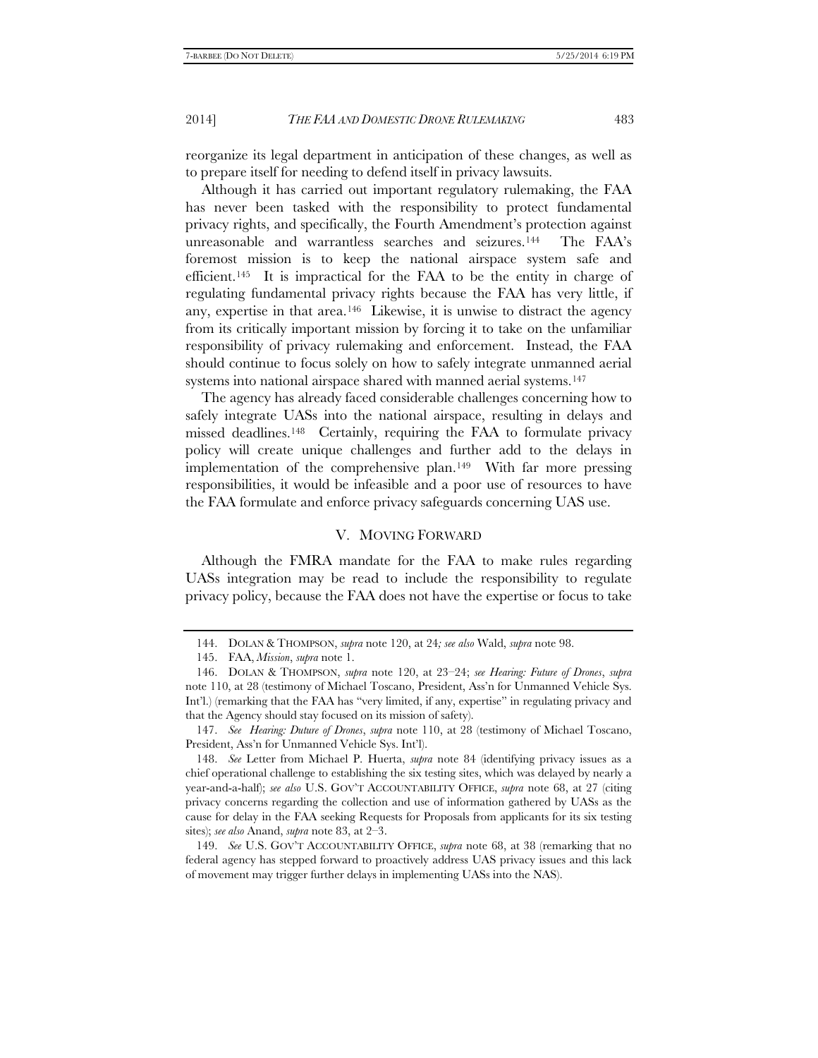reorganize its legal department in anticipation of these changes, as well as to prepare itself for needing to defend itself in privacy lawsuits.

Although it has carried out important regulatory rulemaking, the FAA has never been tasked with the responsibility to protect fundamental privacy rights, and specifically, the Fourth Amendment's protection against unreasonable and warrantless searches and seizures.[144] The FAA's foremost mission is to keep the national airspace system safe and efficient.[145] It is impractical for the FAA to be the entity in charge of regulating fundamental privacy rights because the FAA has very little, if any, expertise in that area.[146] Likewise, it is unwise to distract the agency from its critically important mission by forcing it to take on the unfamiliar responsibility of privacy rulemaking and enforcement. Instead, the FAA should continue to focus solely on how to safely integrate unmanned aerial systems into national airspace shared with manned aerial systems.[147]

The agency has already faced considerable challenges concerning how to safely integrate UASs into the national airspace, resulting in delays and missed deadlines.[148] Certainly, requiring the FAA to formulate privacy policy will create unique challenges and further add to the delays in implementation of the comprehensive plan.[149] With far more pressing responsibilities, it would be infeasible and a poor use of resources to have the FAA formulate and enforce privacy safeguards concerning UAS use.

## V. MOVING FORWARD

Although the FMRA mandate for the FAA to make rules regarding UASs integration may be read to include the responsibility to regulate privacy policy, because the FAA does not have the expertise or focus to take

---

144. DOLAN & THOMPSON, *supra* note 120, at 24*; see also* Wald, *supra* note 98.

145. FAA, *Mission*, *supra* note 1.

146. DOLAN & THOMPSON, *supra* note 120, at 23–24; *see Hearing: Future of Drones*, *supra* note 110, at 28 (testimony of Michael Toscano, President, Ass'n for Unmanned Vehicle Sys. Int'l.) (remarking that the FAA has "very limited, if any, expertise" in regulating privacy and that the Agency should stay focused on its mission of safety).

147. *See Hearing: Duture of Drones*, *supra* note 110, at 28 (testimony of Michael Toscano, President, Ass'n for Unmanned Vehicle Sys. Int'l).

148. *See* Letter from Michael P. Huerta, *supra* note 84 (identifying privacy issues as a chief operational challenge to establishing the six testing sites, which was delayed by nearly a year-and-a-half); *see also* U.S. GOV'T ACCOUNTABILITY OFFICE, *supra* note 68, at 27 (citing privacy concerns regarding the collection and use of information gathered by UASs as the cause for delay in the FAA seeking Requests for Proposals from applicants for its six testing sites); *see also* Anand, *supra* note 83, at 2–3.

149. *See* U.S. GOV'T ACCOUNTABILITY OFFICE, *supra* note 68, at 38 (remarking that no federal agency has stepped forward to proactively address UAS privacy issues and this lack of movement may trigger further delays in implementing UASs into the NAS).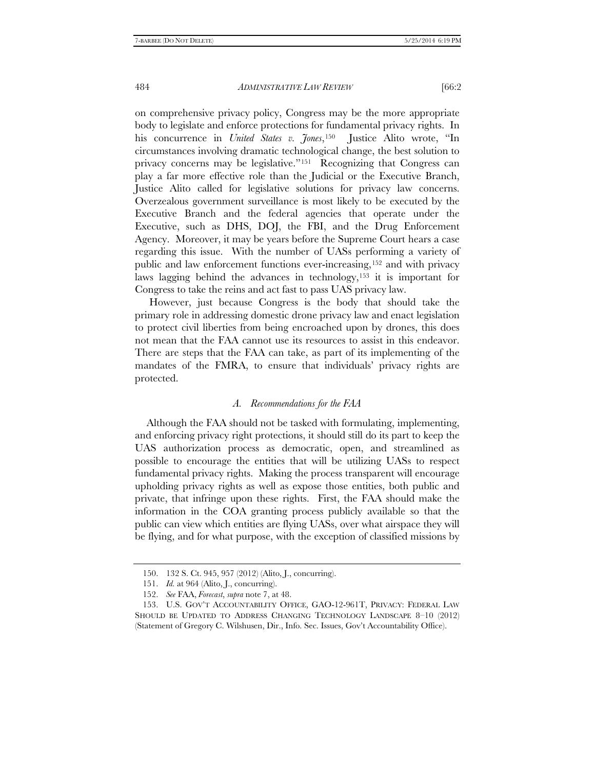on comprehensive privacy policy, Congress may be the more appropriate body to legislate and enforce protections for fundamental privacy rights. In his concurrence in *United States v. Jones*,[150] Justice Alito wrote, "In circumstances involving dramatic technological change, the best solution to privacy concerns may be legislative."[151] Recognizing that Congress can play a far more effective role than the Judicial or the Executive Branch, Justice Alito called for legislative solutions for privacy law concerns. Overzealous government surveillance is most likely to be executed by the Executive Branch and the federal agencies that operate under the Executive, such as DHS, DOJ, the FBI, and the Drug Enforcement Agency. Moreover, it may be years before the Supreme Court hears a case regarding this issue. With the number of UASs performing a variety of public and law enforcement functions ever-increasing,[152] and with privacy laws lagging behind the advances in technology,[153] it is important for Congress to take the reins and act fast to pass UAS privacy law.

However, just because Congress is the body that should take the primary role in addressing domestic drone privacy law and enact legislation to protect civil liberties from being encroached upon by drones, this does not mean that the FAA cannot use its resources to assist in this endeavor. There are steps that the FAA can take, as part of its implementing of the mandates of the FMRA, to ensure that individuals' privacy rights are protected.

### *A. Recommendations for the FAA*

Although the FAA should not be tasked with formulating, implementing, and enforcing privacy right protections, it should still do its part to keep the UAS authorization process as democratic, open, and streamlined as possible to encourage the entities that will be utilizing UASs to respect fundamental privacy rights. Making the process transparent will encourage upholding privacy rights as well as expose those entities, both public and private, that infringe upon these rights. First, the FAA should make the information in the COA granting process publicly available so that the public can view which entities are flying UASs, over what airspace they will be flying, and for what purpose, with the exception of classified missions by

---

150. 132 S. Ct. 945, 957 (2012) (Alito, J., concurring).

151. *Id.* at 964 (Alito, J., concurring).

152. *See* FAA, *Forecast*, *supra* note 7, at 48.

153. U.S. GOV'T ACCOUNTABILITY OFFICE, GAO-12-961T, PRIVACY: FEDERAL LAW SHOULD BE UPDATED TO ADDRESS CHANGING TECHNOLOGY LANDSCAPE 8–10 (2012) (Statement of Gregory C. Wilshusen, Dir., Info. Sec. Issues, Gov't Accountability Office).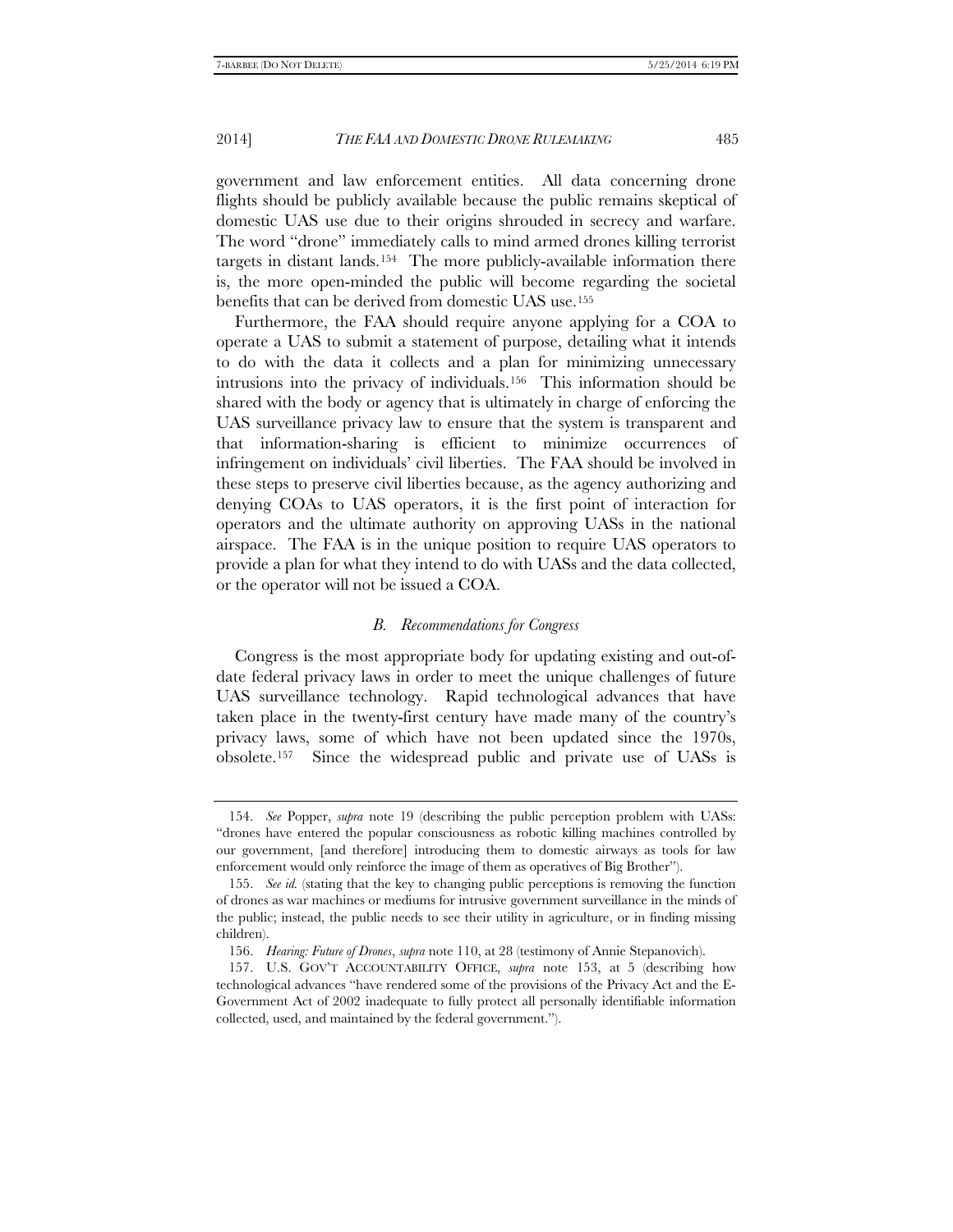government and law enforcement entities. All data concerning drone flights should be publicly available because the public remains skeptical of domestic UAS use due to their origins shrouded in secrecy and warfare. The word "drone" immediately calls to mind armed drones killing terrorist targets in distant lands.[154] The more publicly-available information there is, the more open-minded the public will become regarding the societal benefits that can be derived from domestic UAS use.[155]

Furthermore, the FAA should require anyone applying for a COA to operate a UAS to submit a statement of purpose, detailing what it intends to do with the data it collects and a plan for minimizing unnecessary intrusions into the privacy of individuals.[156] This information should be shared with the body or agency that is ultimately in charge of enforcing the UAS surveillance privacy law to ensure that the system is transparent and that information-sharing is efficient to minimize occurrences of infringement on individuals' civil liberties. The FAA should be involved in these steps to preserve civil liberties because, as the agency authorizing and denying COAs to UAS operators, it is the first point of interaction for operators and the ultimate authority on approving UASs in the national airspace. The FAA is in the unique position to require UAS operators to provide a plan for what they intend to do with UASs and the data collected, or the operator will not be issued a COA.

### *B. Recommendations for Congress*

Congress is the most appropriate body for updating existing and out-of-date federal privacy laws in order to meet the unique challenges of future UAS surveillance technology. Rapid technological advances that have taken place in the twenty-first century have made many of the country's privacy laws, some of which have not been updated since the 1970s, obsolete.[157] Since the widespread public and private use of UASs is

---

154. *See* Popper, *supra* note 19 (describing the public perception problem with UASs: "drones have entered the popular consciousness as robotic killing machines controlled by our government, [and therefore] introducing them to domestic airways as tools for law enforcement would only reinforce the image of them as operatives of Big Brother").

155. *See id.* (stating that the key to changing public perceptions is removing the function of drones as war machines or mediums for intrusive government surveillance in the minds of the public; instead, the public needs to see their utility in agriculture, or in finding missing children).

156. *Hearing: Future of Drones*, *supra* note 110, at 28 (testimony of Annie Stepanovich).

157. U.S. GOV'T ACCOUNTABILITY OFFICE, *supra* note 153, at 5 (describing how technological advances "have rendered some of the provisions of the Privacy Act and the E-Government Act of 2002 inadequate to fully protect all personally identifiable information collected, used, and maintained by the federal government.").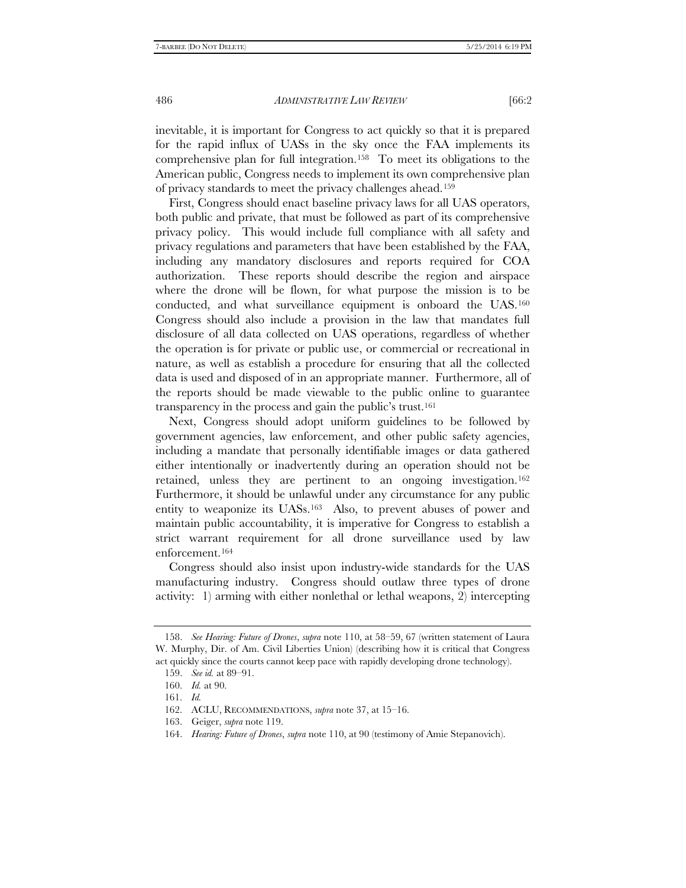inevitable, it is important for Congress to act quickly so that it is prepared for the rapid influx of UASs in the sky once the FAA implements its comprehensive plan for full integration.[158] To meet its obligations to the American public, Congress needs to implement its own comprehensive plan of privacy standards to meet the privacy challenges ahead.[159]

First, Congress should enact baseline privacy laws for all UAS operators, both public and private, that must be followed as part of its comprehensive privacy policy. This would include full compliance with all safety and privacy regulations and parameters that have been established by the FAA, including any mandatory disclosures and reports required for COA authorization. These reports should describe the region and airspace where the drone will be flown, for what purpose the mission is to be conducted, and what surveillance equipment is onboard the UAS.[160] Congress should also include a provision in the law that mandates full disclosure of all data collected on UAS operations, regardless of whether the operation is for private or public use, or commercial or recreational in nature, as well as establish a procedure for ensuring that all the collected data is used and disposed of in an appropriate manner. Furthermore, all of the reports should be made viewable to the public online to guarantee transparency in the process and gain the public's trust.[161]

Next, Congress should adopt uniform guidelines to be followed by government agencies, law enforcement, and other public safety agencies, including a mandate that personally identifiable images or data gathered either intentionally or inadvertently during an operation should not be retained, unless they are pertinent to an ongoing investigation.[162] Furthermore, it should be unlawful under any circumstance for any public entity to weaponize its UASs.[163] Also, to prevent abuses of power and maintain public accountability, it is imperative for Congress to establish a strict warrant requirement for all drone surveillance used by law enforcement.[164]

Congress should also insist upon industry-wide standards for the UAS manufacturing industry. Congress should outlaw three types of drone activity: 1) arming with either nonlethal or lethal weapons, 2) intercepting

---

158. *See Hearing: Future of Drones*, *supra* note 110, at 58–59, 67 (written statement of Laura W. Murphy, Dir. of Am. Civil Liberties Union) (describing how it is critical that Congress act quickly since the courts cannot keep pace with rapidly developing drone technology).

159. *See id.* at 89–91.

160. *Id.* at 90.

161. *Id.*

162. ACLU, RECOMMENDATIONS, *supra* note 37, at 15–16.

163. Geiger, *supra* note 119.

164. *Hearing: Future of Drones*, *supra* note 110, at 90 (testimony of Amie Stepanovich).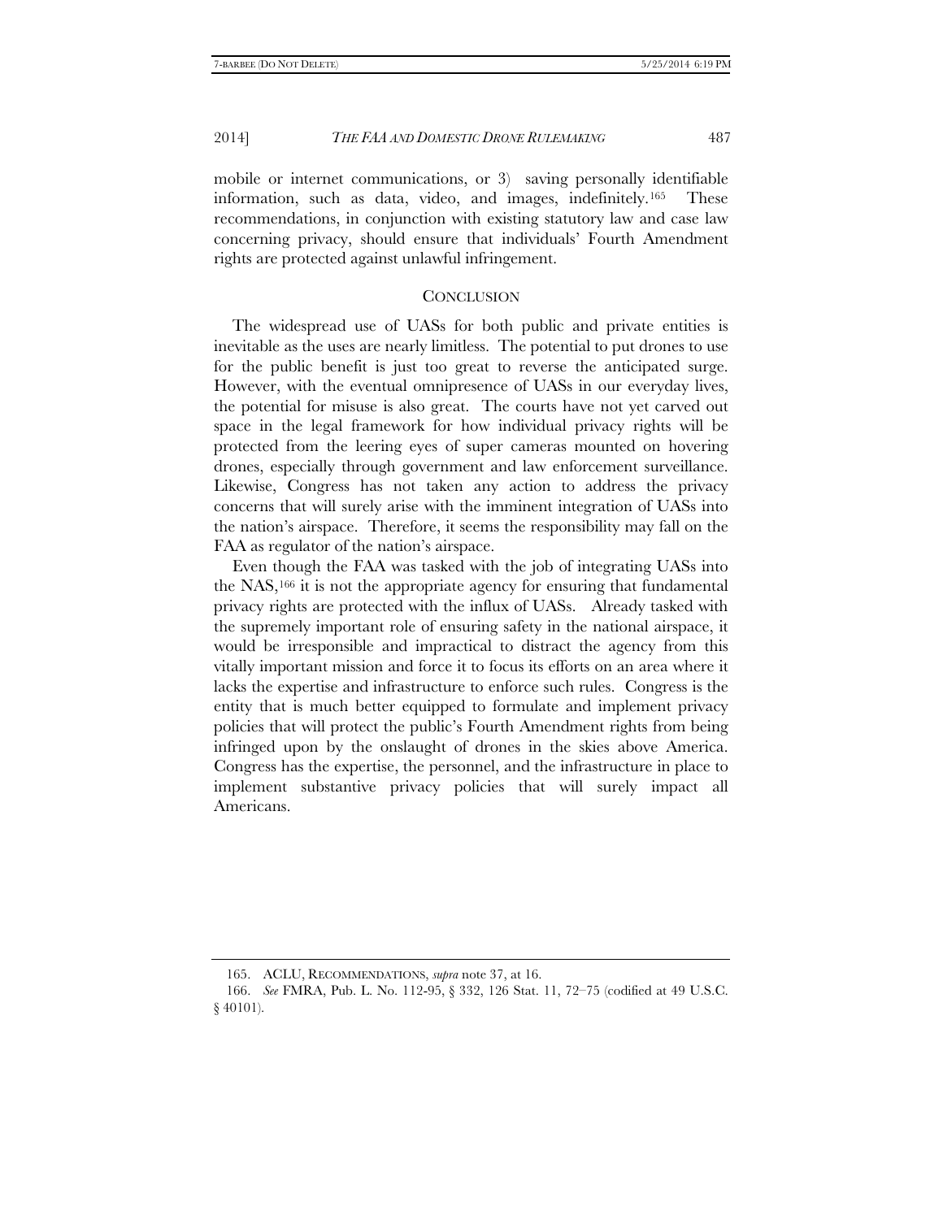mobile or internet communications, or 3) saving personally identifiable information, such as data, video, and images, indefinitely.[165] These recommendations, in conjunction with existing statutory law and case law concerning privacy, should ensure that individuals' Fourth Amendment rights are protected against unlawful infringement.

## CONCLUSION

The widespread use of UASs for both public and private entities is inevitable as the uses are nearly limitless. The potential to put drones to use for the public benefit is just too great to reverse the anticipated surge. However, with the eventual omnipresence of UASs in our everyday lives, the potential for misuse is also great. The courts have not yet carved out space in the legal framework for how individual privacy rights will be protected from the leering eyes of super cameras mounted on hovering drones, especially through government and law enforcement surveillance. Likewise, Congress has not taken any action to address the privacy concerns that will surely arise with the imminent integration of UASs into the nation's airspace. Therefore, it seems the responsibility may fall on the FAA as regulator of the nation's airspace.

Even though the FAA was tasked with the job of integrating UASs into the NAS,[166] it is not the appropriate agency for ensuring that fundamental privacy rights are protected with the influx of UASs. Already tasked with the supremely important role of ensuring safety in the national airspace, it would be irresponsible and impractical to distract the agency from this vitally important mission and force it to focus its efforts on an area where it lacks the expertise and infrastructure to enforce such rules. Congress is the entity that is much better equipped to formulate and implement privacy policies that will protect the public's Fourth Amendment rights from being infringed upon by the onslaught of drones in the skies above America. Congress has the expertise, the personnel, and the infrastructure in place to implement substantive privacy policies that will surely impact all Americans.

---

165. ACLU, RECOMMENDATIONS, *supra* note 37, at 16.

166. *See* FMRA, Pub. L. No. 112-95, § 332, 126 Stat. 11, 72–75 (codified at 49 U.S.C. § 40101).